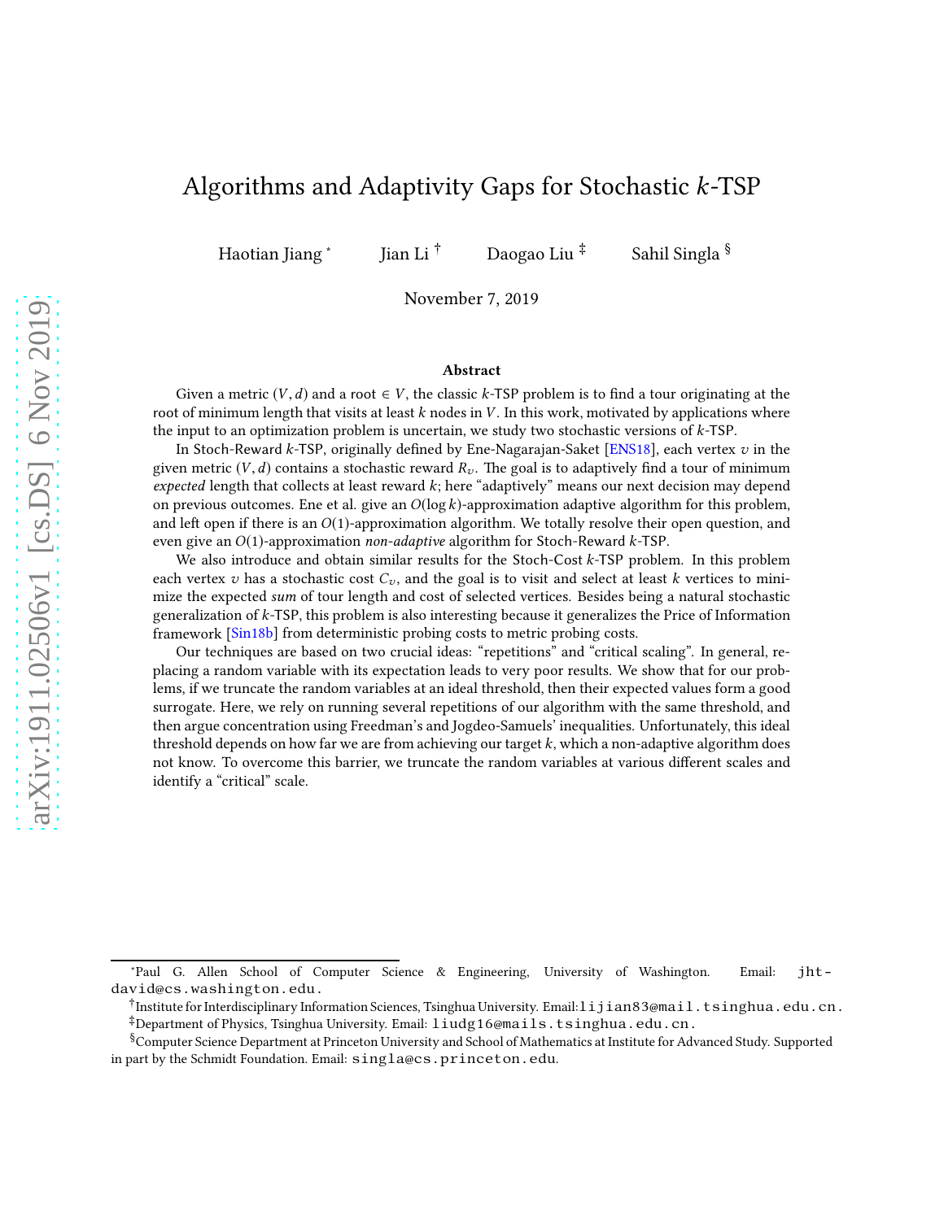# Algorithms and Adaptivity Gaps for Stochastic $k$-TSP

Haotian Jiang [*] Jian Li [†] Daogao Liu [‡] Sahil Singla [§]

November 7, 2019

## Abstract

Given a metric $(V, d)$ and a root $\in V$, the classic $k$-TSP problem is to find a tour originating at the root of minimum length that visits at least $k$ nodes in $V$. In this work, motivated by applications where the input to an optimization problem is uncertain, we study two stochastic versions of $k$-TSP.

In Stoch-Reward $k$-TSP, originally defined by Ene-Nagarajan-Saket [ENS18], each vertex $v$ in the given metric $(V, d)$ contains a stochastic reward $R_v$. The goal is to adaptively find a tour of minimum *expected* length that collects at least reward $k$; here "adaptively" means our next decision may depend on previous outcomes. Ene et al. give an $O(\log k)$-approximation adaptive algorithm for this problem, and left open if there is an $O(1)$-approximation algorithm. We totally resolve their open question, and even give an $O(1)$-approximation *non-adaptive* algorithm for Stoch-Reward $k$-TSP.

We also introduce and obtain similar results for the Stoch-Cost $k$-TSP problem. In this problem each vertex $v$ has a stochastic cost $C_v$, and the goal is to visit and select at least $k$ vertices to minimize the expected *sum* of tour length and cost of selected vertices. Besides being a natural stochastic generalization of $k$-TSP, this problem is also interesting because it generalizes the Price of Information framework [Sin18b] from deterministic probing costs to metric probing costs.

Our techniques are based on two crucial ideas: "repetitions" and "critical scaling". In general, replacing a random variable with its expectation leads to very poor results. We show that for our problems, if we truncate the random variables at an ideal threshold, then their expected values form a good surrogate. Here, we rely on running several repetitions of our algorithm with the same threshold, and then argue concentration using Freedman's and Jogdeo-Samuels' inequalities. Unfortunately, this ideal threshold depends on how far we are from achieving our target $k$, which a non-adaptive algorithm does not know. To overcome this barrier, we truncate the random variables at various different scales and identify a "critical" scale.

---

[*] Paul G. Allen School of Computer Science & Engineering, University of Washington. Email: jhtdavid@cs.washington.edu.

[†] Institute for Interdisciplinary Information Sciences, Tsinghua University. Email: lijian83@mail.tsinghua.edu.cn.

[‡] Department of Physics, Tsinghua University. Email: liudg16@mails.tsinghua.edu.cn.

[§] Computer Science Department at Princeton University and School of Mathematics at Institute for Advanced Study. Supported in part by the Schmidt Foundation. Email: singla@cs.princeton.edu.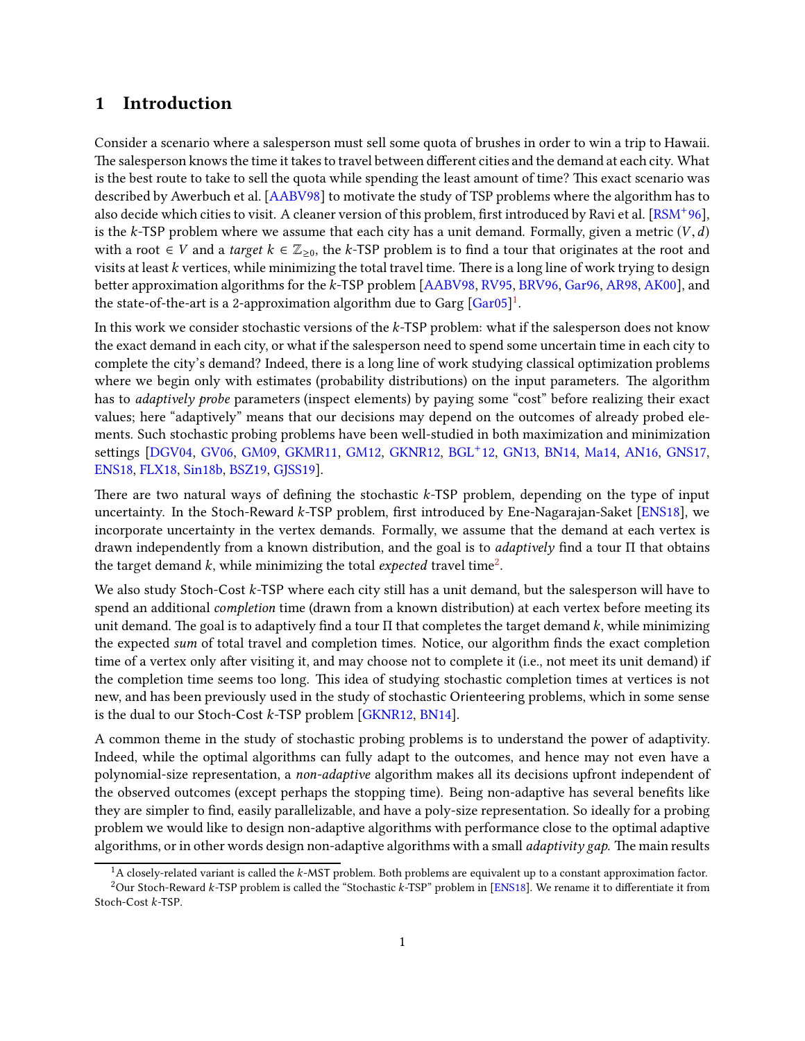# 1 Introduction

Consider a scenario where a salesperson must sell some quota of brushes in order to win a trip to Hawaii. The salesperson knows the time it takes to travel between different cities and the demand at each city. What is the best route to take to sell the quota while spending the least amount of time? This exact scenario was described by Awerbuch et al. [AABV98] to motivate the study of TSP problems where the algorithm has to also decide which cities to visit. A cleaner version of this problem, first introduced by Ravi et al. [RSM+96], is the $k$-TSP problem where we assume that each city has a unit demand. Formally, given a metric $(V, d)$ with a root $\in V$ and a *target* $k \in \mathbb{Z}_{\geq 0}$, the $k$-TSP problem is to find a tour that originates at the root and visits at least $k$ vertices, while minimizing the total travel time. There is a long line of work trying to design better approximation algorithms for the $k$-TSP problem [AABV98, RV95, BRV96, Gar96, AR98, AK00], and the state-of-the-art is a 2-approximation algorithm due to Garg [Gar05][1].

In this work we consider stochastic versions of the $k$-TSP problem: what if the salesperson does not know the exact demand in each city, or what if the salesperson need to spend some uncertain time in each city to complete the city's demand? Indeed, there is a long line of work studying classical optimization problems where we begin only with estimates (probability distributions) on the input parameters. The algorithm has to *adaptively probe* parameters (inspect elements) by paying some "cost" before realizing their exact values; here "adaptively" means that our decisions may depend on the outcomes of already probed elements. Such stochastic probing problems have been well-studied in both maximization and minimization settings [DGV04, GV06, GM09, GKMR11, GM12, GKNR12, BGL+12, GN13, BN14, Ma14, AN16, GNS17, ENS18, FLX18, Sin18b, BSZ19, GJSS19].

There are two natural ways of defining the stochastic $k$-TSP problem, depending on the type of input uncertainty. In the Stoch-Reward $k$-TSP problem, first introduced by Ene-Nagarajan-Saket [ENS18], we incorporate uncertainty in the vertex demands. Formally, we assume that the demand at each vertex is drawn independently from a known distribution, and the goal is to *adaptively* find a tour $\Pi$ that obtains the target demand $k$, while minimizing the total *expected* travel time[2].

We also study Stoch-Cost $k$-TSP where each city still has a unit demand, but the salesperson will have to spend an additional *completion* time (drawn from a known distribution) at each vertex before meeting its unit demand. The goal is to adaptively find a tour $\Pi$ that completes the target demand $k$, while minimizing the expected *sum* of total travel and completion times. Notice, our algorithm finds the exact completion time of a vertex only after visiting it, and may choose not to complete it (i.e., not meet its unit demand) if the completion time seems too long. This idea of studying stochastic completion times at vertices is not new, and has been previously used in the study of stochastic Orienteering problems, which in some sense is the dual to our Stoch-Cost $k$-TSP problem [GKNR12, BN14].

A common theme in the study of stochastic probing problems is to understand the power of adaptivity. Indeed, while the optimal algorithms can fully adapt to the outcomes, and hence may not even have a polynomial-size representation, a *non-adaptive* algorithm makes all its decisions upfront independent of the observed outcomes (except perhaps the stopping time). Being non-adaptive has several benefits like they are simpler to find, easily parallelizable, and have a poly-size representation. So ideally for a probing problem we would like to design non-adaptive algorithms with performance close to the optimal adaptive algorithms, or in other words design non-adaptive algorithms with a small *adaptivity gap*. The main results

[1] A closely-related variant is called the $k$-MST problem. Both problems are equivalent up to a constant approximation factor.

[2] Our Stoch-Reward $k$-TSP problem is called the "Stochastic $k$-TSP" problem in [ENS18]. We rename it to differentiate it from Stoch-Cost $k$-TSP.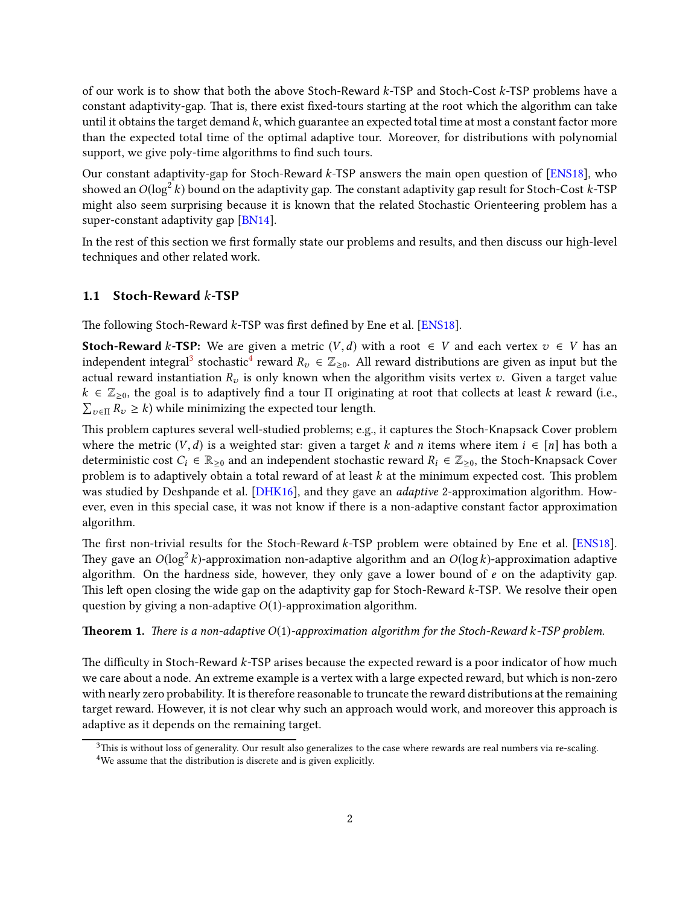of our work is to show that both the above Stoch-Reward $k$-TSP and Stoch-Cost $k$-TSP problems have a constant adaptivity-gap. That is, there exist fixed-tours starting at the root which the algorithm can take until it obtains the target demand $k$, which guarantee an expected total time at most a constant factor more than the expected total time of the optimal adaptive tour. Moreover, for distributions with polynomial support, we give poly-time algorithms to find such tours.

Our constant adaptivity-gap for Stoch-Reward $k$-TSP answers the main open question of [ENS18], who showed an $O(\log^2 k)$ bound on the adaptivity gap. The constant adaptivity gap result for Stoch-Cost $k$-TSP might also seem surprising because it is known that the related Stochastic Orienteering problem has a super-constant adaptivity gap [BN14].

In the rest of this section we first formally state our problems and results, and then discuss our high-level techniques and other related work.

## 1.1 Stoch-Reward $k$-TSP

The following Stoch-Reward $k$-TSP was first defined by Ene et al. [ENS18].

**Stoch-Reward $k$-TSP:** We are given a metric $(V, d)$ with a root $\in V$ and each vertex $v \in V$ has an independent integral[3] stochastic[4] reward $R_v \in \mathbb{Z}_{\geq 0}$. All reward distributions are given as input but the actual reward instantiation $R_v$ is only known when the algorithm visits vertex $v$. Given a target value $k \in \mathbb{Z}_{\geq 0}$, the goal is to adaptively find a tour $\Pi$ originating at root that collects at least $k$ reward (i.e., $\sum_{v \in \Pi} R_v \geq k$) while minimizing the expected tour length.

This problem captures several well-studied problems; e.g., it captures the Stoch-Knapsack Cover problem where the metric $(V, d)$ is a weighted star: given a target $k$ and $n$ items where item $i \in [n]$ has both a deterministic cost $C_i \in \mathbb{R}_{\geq 0}$ and an independent stochastic reward $R_i \in \mathbb{Z}_{\geq 0}$, the Stoch-Knapsack Cover problem is to adaptively obtain a total reward of at least $k$ at the minimum expected cost. This problem was studied by Deshpande et al. [DHK16], and they gave an *adaptive* 2-approximation algorithm. However, even in this special case, it was not know if there is a non-adaptive constant factor approximation algorithm.

The first non-trivial results for the Stoch-Reward $k$-TSP problem were obtained by Ene et al. [ENS18]. They gave an $O(\log^2 k)$-approximation non-adaptive algorithm and an $O(\log k)$-approximation adaptive algorithm. On the hardness side, however, they only gave a lower bound of $e$ on the adaptivity gap. This left open closing the wide gap on the adaptivity gap for Stoch-Reward $k$-TSP. We resolve their open question by giving a non-adaptive $O(1)$-approximation algorithm.

**Theorem 1.** *There is a non-adaptive $O(1)$-approximation algorithm for the Stoch-Reward $k$-TSP problem.*

The difficulty in Stoch-Reward $k$-TSP arises because the expected reward is a poor indicator of how much we care about a node. An extreme example is a vertex with a large expected reward, but which is non-zero with nearly zero probability. It is therefore reasonable to truncate the reward distributions at the remaining target reward. However, it is not clear why such an approach would work, and moreover this approach is adaptive as it depends on the remaining target.

[3] This is without loss of generality. Our result also generalizes to the case where rewards are real numbers via re-scaling.

[4] We assume that the distribution is discrete and is given explicitly.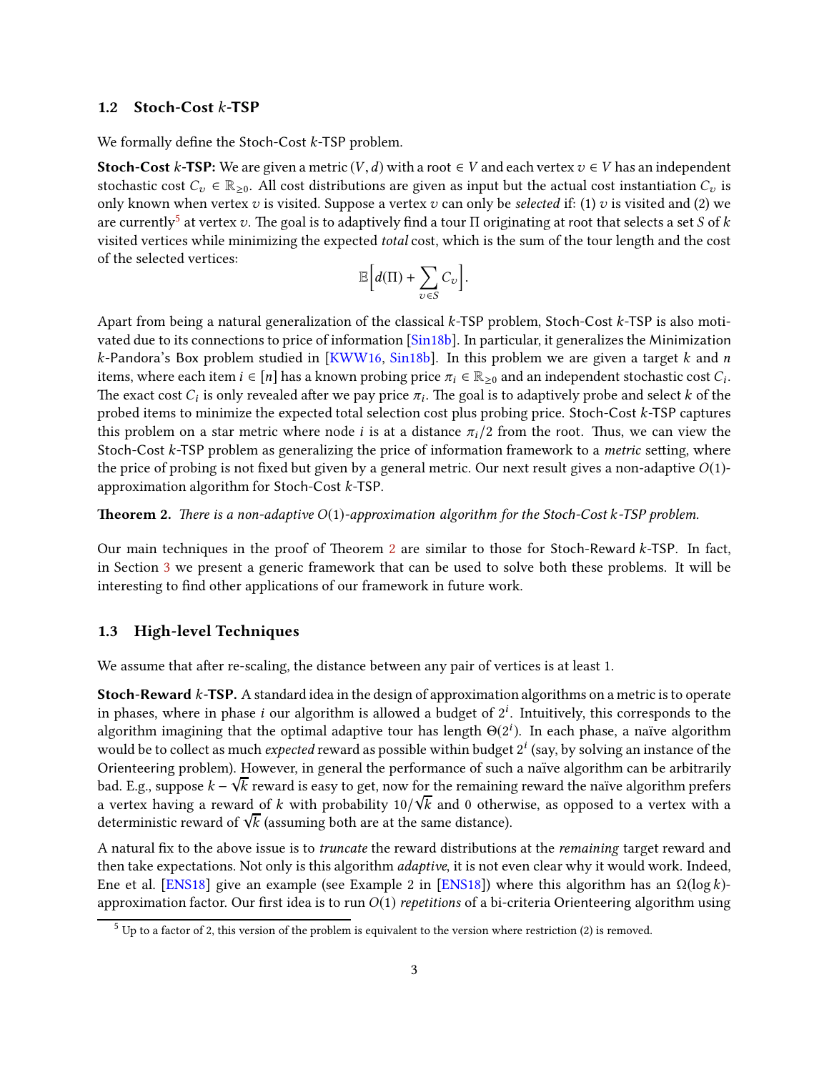### 1.2 Stoch-Cost $k$-TSP

We formally define the Stoch-Cost $k$-TSP problem.

**Stoch-Cost $k$-TSP:** We are given a metric $(V, d)$ with a root $\in V$ and each vertex $v \in V$ has an independent stochastic cost $C_v \in \mathbb{R}_{\geq 0}$. All cost distributions are given as input but the actual cost instantiation $C_v$ is only known when vertex $v$ is visited. Suppose a vertex $v$ can only be *selected* if: (1) $v$ is visited and (2) we are currently[5] at vertex $v$. The goal is to adaptively find a tour $\Pi$ originating at root that selects a set $S$ of $k$ visited vertices while minimizing the expected *total* cost, which is the sum of the tour length and the cost of the selected vertices:

$$\mathbb{E}\Big[d(\Pi) + \sum_{v \in S} C_v\Big].$$

Apart from being a natural generalization of the classical $k$-TSP problem, Stoch-Cost $k$-TSP is also motivated due to its connections to price of information [Sin18b]. In particular, it generalizes the Minimization $k$-Pandora's Box problem studied in [KWW16, Sin18b]. In this problem we are given a target $k$ and $n$ items, where each item $i \in [n]$ has a known probing price $\pi_i \in \mathbb{R}_{\geq 0}$ and an independent stochastic cost $C_i$. The exact cost $C_i$ is only revealed after we pay price $\pi_i$. The goal is to adaptively probe and select $k$ of the probed items to minimize the expected total selection cost plus probing price. Stoch-Cost $k$-TSP captures this problem on a star metric where node $i$ is at a distance $\pi_i/2$ from the root. Thus, we can view the Stoch-Cost $k$-TSP problem as generalizing the price of information framework to a *metric* setting, where the price of probing is not fixed but given by a general metric. Our next result gives a non-adaptive $O(1)$-approximation algorithm for Stoch-Cost $k$-TSP.

**Theorem 2.** *There is a non-adaptive $O(1)$-approximation algorithm for the Stoch-Cost $k$-TSP problem.*

Our main techniques in the proof of Theorem 2 are similar to those for Stoch-Reward $k$-TSP. In fact, in Section 3 we present a generic framework that can be used to solve both these problems. It will be interesting to find other applications of our framework in future work.

### 1.3 High-level Techniques

We assume that after re-scaling, the distance between any pair of vertices is at least 1.

**Stoch-Reward $k$-TSP.** A standard idea in the design of approximation algorithms on a metric is to operate in phases, where in phase $i$ our algorithm is allowed a budget of $2^i$. Intuitively, this corresponds to the algorithm imagining that the optimal adaptive tour has length $\Theta(2^i)$. In each phase, a naïve algorithm would be to collect as much *expected* reward as possible within budget $2^i$ (say, by solving an instance of the Orienteering problem). However, in general the performance of such a naïve algorithm can be arbitrarily bad. E.g., suppose $k - \sqrt{k}$ reward is easy to get, now for the remaining reward the naïve algorithm prefers a vertex having a reward of $k$ with probability $10/\sqrt{k}$ and 0 otherwise, as opposed to a vertex with a deterministic reward of $\sqrt{k}$ (assuming both are at the same distance).

A natural fix to the above issue is to *truncate* the reward distributions at the *remaining* target reward and then take expectations. Not only is this algorithm *adaptive*, it is not even clear why it would work. Indeed, Ene et al. [ENS18] give an example (see Example 2 in [ENS18]) where this algorithm has an $\Omega(\log k)$-approximation factor. Our first idea is to run $O(1)$ *repetitions* of a bi-criteria Orienteering algorithm using

[5] Up to a factor of 2, this version of the problem is equivalent to the version where restriction (2) is removed.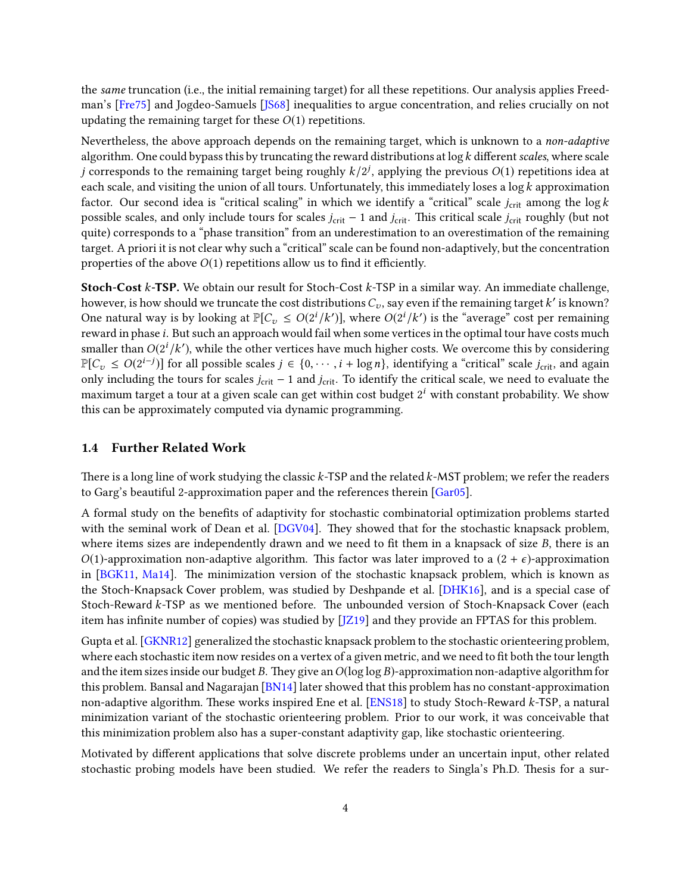the *same* truncation (i.e., the initial remaining target) for all these repetitions. Our analysis applies Freedman's [Fre75] and Jogdeo-Samuels [JS68] inequalities to argue concentration, and relies crucially on not updating the remaining target for these $O(1)$ repetitions.

Nevertheless, the above approach depends on the remaining target, which is unknown to a *non-adaptive* algorithm. One could bypass this by truncating the reward distributions at $\log k$ different *scales*, where scale $j$ corresponds to the remaining target being roughly $k/2^j$, applying the previous $O(1)$ repetitions idea at each scale, and visiting the union of all tours. Unfortunately, this immediately loses a $\log k$ approximation factor. Our second idea is "critical scaling" in which we identify a "critical" scale $j_{\text{crit}}$ among the $\log k$ possible scales, and only include tours for scales $j_{\text{crit}} - 1$ and $j_{\text{crit}}$. This critical scale $j_{\text{crit}}$ roughly (but not quite) corresponds to a "phase transition" from an underestimation to an overestimation of the remaining target. A priori it is not clear why such a "critical" scale can be found non-adaptively, but the concentration properties of the above $O(1)$ repetitions allow us to find it efficiently.

**Stoch-Cost $k$-TSP.** We obtain our result for Stoch-Cost $k$-TSP in a similar way. An immediate challenge, however, is how should we truncate the cost distributions $C_v$, say even if the remaining target $k'$ is known? One natural way is by looking at $\mathbb{P}[C_v \leq O(2^i/k')]$, where $O(2^i/k')$ is the "average" cost per remaining reward in phase $i$. But such an approach would fail when some vertices in the optimal tour have costs much smaller than $O(2^i/k')$, while the other vertices have much higher costs. We overcome this by considering $\mathbb{P}[C_v \leq O(2^{i-j})]$ for all possible scales $j \in \{0, \cdots, i + \log n\}$, identifying a "critical" scale $j_{\text{crit}}$, and again only including the tours for scales $j_{\text{crit}} - 1$ and $j_{\text{crit}}$. To identify the critical scale, we need to evaluate the maximum target a tour at a given scale can get within cost budget $2^i$ with constant probability. We show this can be approximately computed via dynamic programming.

### 1.4 Further Related Work

There is a long line of work studying the classic $k$-TSP and the related $k$-MST problem; we refer the readers to Garg's beautiful 2-approximation paper and the references therein [Gar05].

A formal study on the benefits of adaptivity for stochastic combinatorial optimization problems started with the seminal work of Dean et al. [DGV04]. They showed that for the stochastic knapsack problem, where items sizes are independently drawn and we need to fit them in a knapsack of size $B$, there is an $O(1)$-approximation non-adaptive algorithm. This factor was later improved to a $(2 + \epsilon)$-approximation in [BGK11, Ma14]. The minimization version of the stochastic knapsack problem, which is known as the Stoch-Knapsack Cover problem, was studied by Deshpande et al. [DHK16], and is a special case of Stoch-Reward $k$-TSP as we mentioned before. The unbounded version of Stoch-Knapsack Cover (each item has infinite number of copies) was studied by [JZ19] and they provide an FPTAS for this problem.

Gupta et al. [GKNR12] generalized the stochastic knapsack problem to the stochastic orienteering problem, where each stochastic item now resides on a vertex of a given metric, and we need to fit both the tour length and the item sizes inside our budget $B$. They give an $O(\log \log B)$-approximation non-adaptive algorithm for this problem. Bansal and Nagarajan [BN14] later showed that this problem has no constant-approximation non-adaptive algorithm. These works inspired Ene et al. [ENS18] to study Stoch-Reward $k$-TSP, a natural minimization variant of the stochastic orienteering problem. Prior to our work, it was conceivable that this minimization problem also has a super-constant adaptivity gap, like stochastic orienteering.

Motivated by different applications that solve discrete problems under an uncertain input, other related stochastic probing models have been studied. We refer the readers to Singla's Ph.D. Thesis for a sur-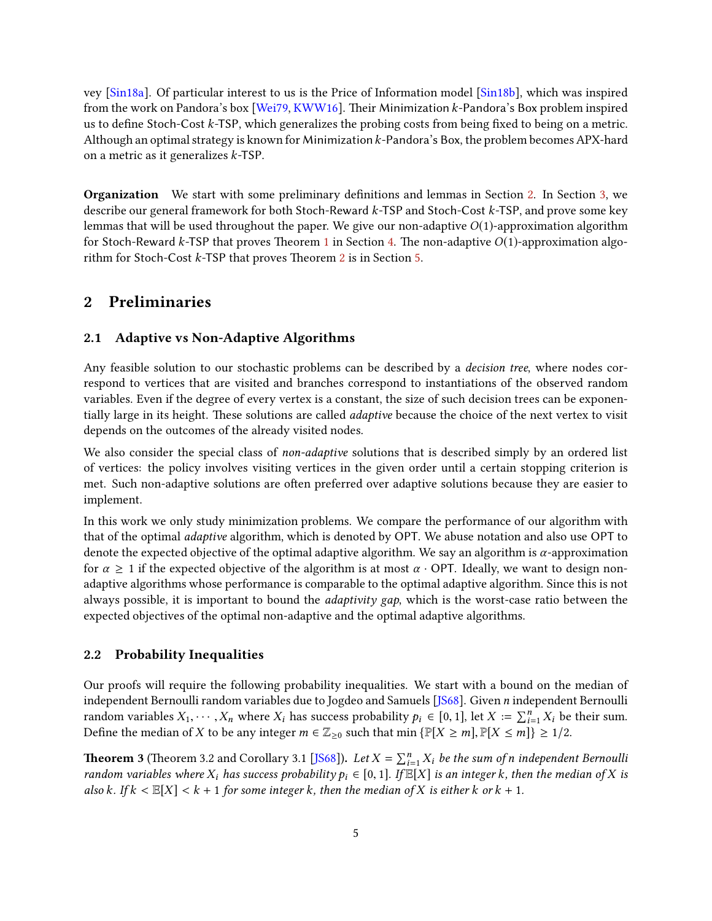vey [Sin18a]. Of particular interest to us is the Price of Information model [Sin18b], which was inspired from the work on Pandora's box [Wei79, KWW16]. Their Minimization $k$-Pandora's Box problem inspired us to define Stoch-Cost $k$-TSP, which generalizes the probing costs from being fixed to being on a metric. Although an optimal strategy is known for Minimization $k$-Pandora's Box, the problem becomes APX-hard on a metric as it generalizes $k$-TSP.

**Organization** We start with some preliminary definitions and lemmas in Section 2. In Section 3, we describe our general framework for both Stoch-Reward $k$-TSP and Stoch-Cost $k$-TSP, and prove some key lemmas that will be used throughout the paper. We give our non-adaptive $O(1)$-approximation algorithm for Stoch-Reward $k$-TSP that proves Theorem 1 in Section 4. The non-adaptive $O(1)$-approximation algorithm for Stoch-Cost $k$-TSP that proves Theorem 2 is in Section 5.

## 2 Preliminaries

### 2.1 Adaptive vs Non-Adaptive Algorithms

Any feasible solution to our stochastic problems can be described by a *decision tree*, where nodes correspond to vertices that are visited and branches correspond to instantiations of the observed random variables. Even if the degree of every vertex is a constant, the size of such decision trees can be exponentially large in its height. These solutions are called *adaptive* because the choice of the next vertex to visit depends on the outcomes of the already visited nodes.

We also consider the special class of *non-adaptive* solutions that is described simply by an ordered list of vertices: the policy involves visiting vertices in the given order until a certain stopping criterion is met. Such non-adaptive solutions are often preferred over adaptive solutions because they are easier to implement.

In this work we only study minimization problems. We compare the performance of our algorithm with that of the optimal *adaptive* algorithm, which is denoted by OPT. We abuse notation and also use OPT to denote the expected objective of the optimal adaptive algorithm. We say an algorithm is $\alpha$-approximation for $\alpha \geq 1$ if the expected objective of the algorithm is at most $\alpha \cdot \mathrm{OPT}$. Ideally, we want to design non-adaptive algorithms whose performance is comparable to the optimal adaptive algorithm. Since this is not always possible, it is important to bound the *adaptivity gap*, which is the worst-case ratio between the expected objectives of the optimal non-adaptive and the optimal adaptive algorithms.

### 2.2 Probability Inequalities

Our proofs will require the following probability inequalities. We start with a bound on the median of independent Bernoulli random variables due to Jogdeo and Samuels [JS68]. Given $n$ independent Bernoulli random variables $X_1, \cdots, X_n$ where $X_i$ has success probability $p_i \in [0, 1]$, let $X := \sum_{i=1}^{n} X_i$ be their sum. Define the median of $X$ to be any integer $m \in \mathbb{Z}_{\geq 0}$ such that $\min\{\mathbb{P}[X \geq m], \mathbb{P}[X \leq m]\} \geq 1/2$.

**Theorem 3** (Theorem 3.2 and Corollary 3.1 [JS68]). *Let $X = \sum_{i=1}^{n} X_i$ be the sum of $n$ independent Bernoulli random variables where $X_i$ has success probability $p_i \in [0, 1]$. If $\mathbb{E}[X]$ is an integer $k$, then the median of $X$ is also $k$. If $k < \mathbb{E}[X] < k + 1$ for some integer $k$, then the median of $X$ is either $k$ or $k + 1$.*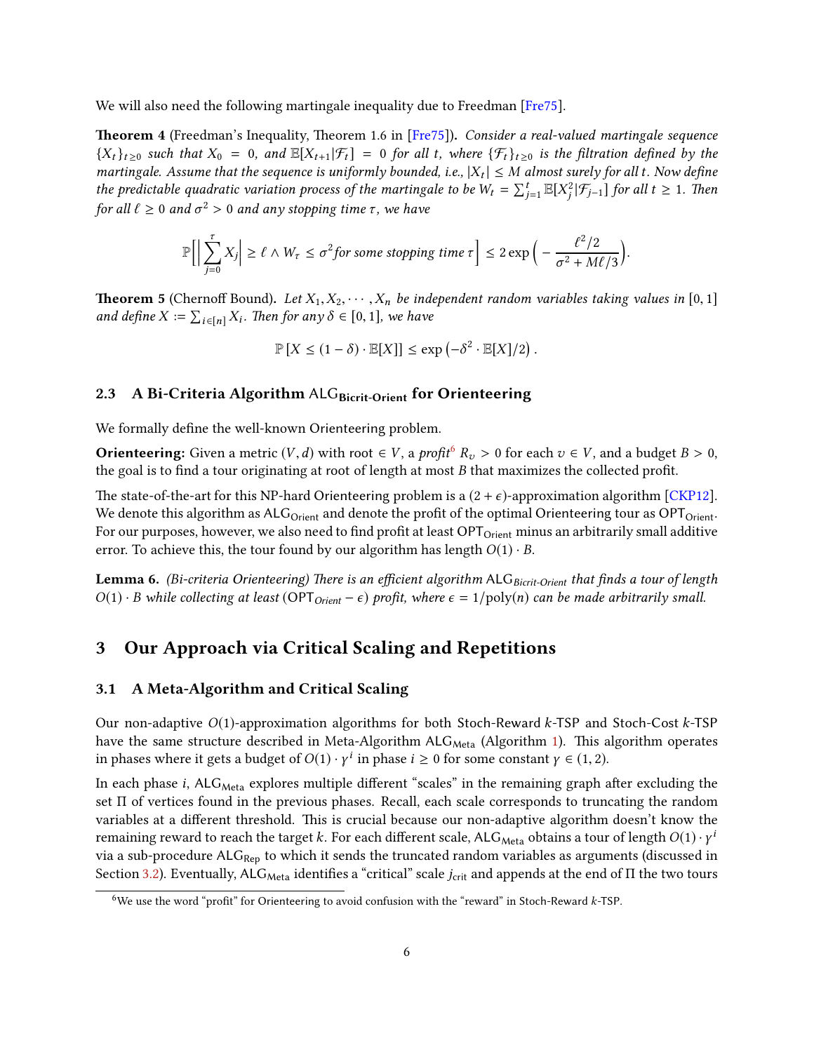We will also need the following martingale inequality due to Freedman [Fre75].

**Theorem 4** (Freedman's Inequality, Theorem 1.6 in [Fre75])**.** *Consider a real-valued martingale sequence $\{X_t\}_{t\geq 0}$ such that $X_0 = 0$, and $\mathbb{E}[X_{t+1}|\mathcal{F}_t] = 0$ for all $t$, where $\{\mathcal{F}_t\}_{t\geq 0}$ is the filtration defined by the martingale. Assume that the sequence is uniformly bounded, i.e., $|X_t| \leq M$ almost surely for all $t$. Now define the predictable quadratic variation process of the martingale to be $W_t = \sum_{j=1}^{t} \mathbb{E}[X_j^2|\mathcal{F}_{j-1}]$ for all $t \geq 1$. Then for all $\ell \geq 0$ and $\sigma^2 > 0$ and any stopping time $\tau$, we have*

$$\mathbb{P}\Big[\Big|\sum_{j=0}^{\tau} X_j\Big| \geq \ell \wedge W_\tau \leq \sigma^2 \text{for some stopping time } \tau\Big] \leq 2\exp\Big(-\frac{\ell^2/2}{\sigma^2 + M\ell/3}\Big).$$

**Theorem 5** (Chernoff Bound)**.** *Let $X_1, X_2, \cdots, X_n$ be independent random variables taking values in $[0,1]$ and define $X := \sum_{i\in[n]} X_i$. Then for any $\delta \in [0,1]$, we have*

$$\mathbb{P}\left[X \leq (1-\delta)\cdot \mathbb{E}[X]\right] \leq \exp\left(-\delta^2 \cdot \mathbb{E}[X]/2\right).$$

### 2.3 A Bi-Criteria Algorithm $\mathsf{ALG}_{\textbf{Bicrit-Orient}}$ for Orienteering

We formally define the well-known Orienteering problem.

**Orienteering:** Given a metric $(V,d)$ with root $\in V$, a *profit*[6] $R_v > 0$ for each $v \in V$, and a budget $B > 0$, the goal is to find a tour originating at root of length at most $B$ that maximizes the collected profit.

The state-of-the-art for this NP-hard Orienteering problem is a $(2+\epsilon)$-approximation algorithm [CKP12]. We denote this algorithm as $\mathsf{ALG}_{\mathsf{Orient}}$ and denote the profit of the optimal Orienteering tour as $\mathsf{OPT}_{\mathsf{Orient}}$. For our purposes, however, we also need to find profit at least $\mathsf{OPT}_{\mathsf{Orient}}$ minus an arbitrarily small additive error. To achieve this, the tour found by our algorithm has length $O(1)\cdot B$.

**Lemma 6.** *(Bi-criteria Orienteering) There is an efficient algorithm $\mathsf{ALG}_{\mathit{Bicrit\text{-}Orient}}$ that finds a tour of length $O(1)\cdot B$ while collecting at least $(\mathsf{OPT}_{\mathit{Orient}} - \epsilon)$ profit, where $\epsilon = 1/\mathrm{poly}(n)$ can be made arbitrarily small.*

## 3 Our Approach via Critical Scaling and Repetitions

### 3.1 A Meta-Algorithm and Critical Scaling

Our non-adaptive $O(1)$-approximation algorithms for both Stoch-Reward $k$-TSP and Stoch-Cost $k$-TSP have the same structure described in Meta-Algorithm $\mathsf{ALG}_{\mathsf{Meta}}$ (Algorithm 1). This algorithm operates in phases where it gets a budget of $O(1)\cdot\gamma^i$ in phase $i \geq 0$ for some constant $\gamma \in (1,2)$.

In each phase $i$, $\mathsf{ALG}_{\mathsf{Meta}}$ explores multiple different "scales" in the remaining graph after excluding the set $\Pi$ of vertices found in the previous phases. Recall, each scale corresponds to truncating the random variables at a different threshold. This is crucial because our non-adaptive algorithm doesn't know the remaining reward to reach the target $k$. For each different scale, $\mathsf{ALG}_{\mathsf{Meta}}$ obtains a tour of length $O(1)\cdot\gamma^i$ via a sub-procedure $\mathsf{ALG}_{\mathsf{Rep}}$ to which it sends the truncated random variables as arguments (discussed in Section 3.2). Eventually, $\mathsf{ALG}_{\mathsf{Meta}}$ identifies a "critical" scale $j_{\mathrm{crit}}$ and appends at the end of $\Pi$ the two tours

[6] We use the word "profit" for Orienteering to avoid confusion with the "reward" in Stoch-Reward $k$-TSP.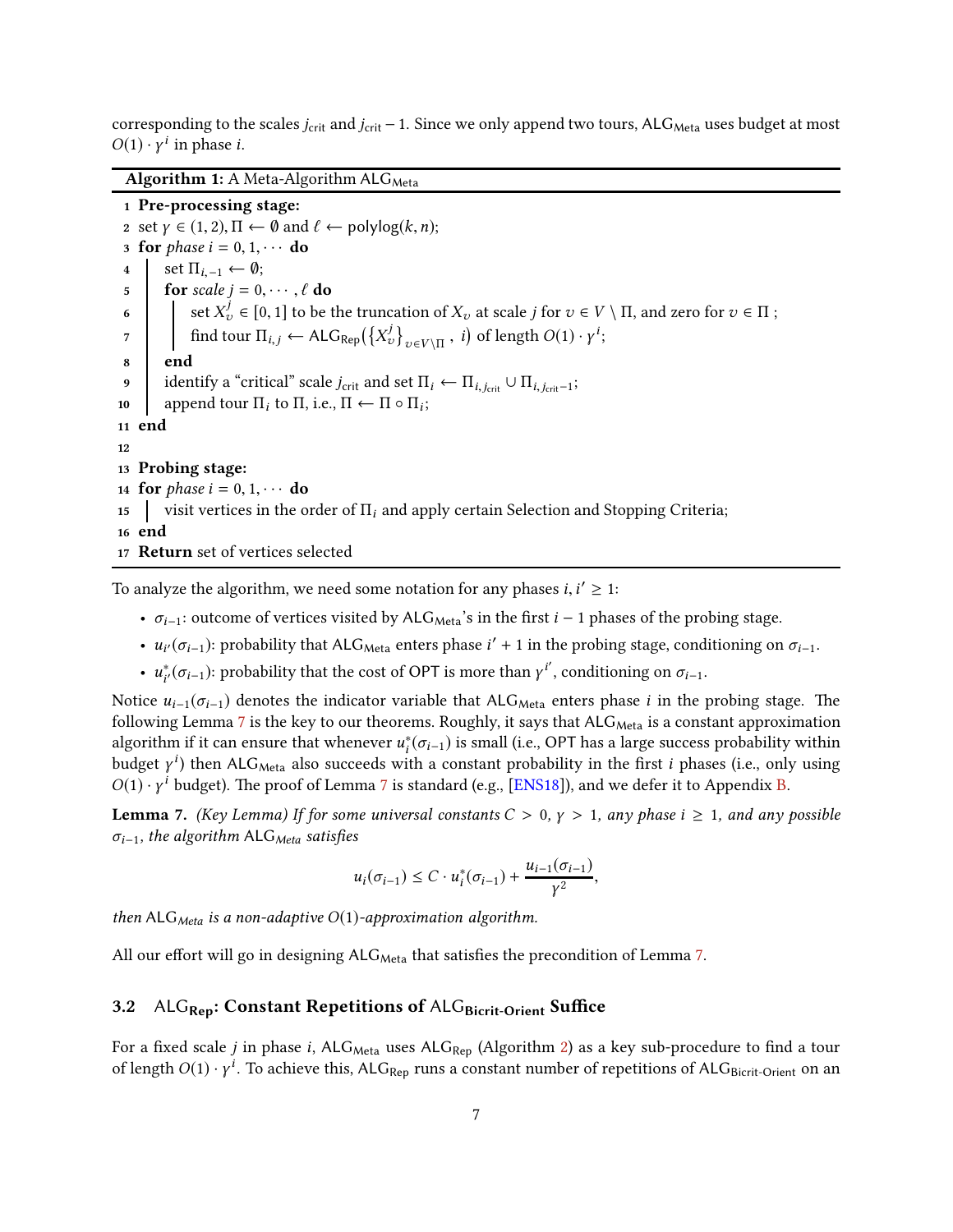corresponding to the scales $j_{\text{crit}}$ and $j_{\text{crit}} - 1$. Since we only append two tours, $\mathsf{ALG}_{\text{Meta}}$ uses budget at most $O(1) \cdot \gamma^i$ in phase $i$.

**Algorithm 1:** A Meta-Algorithm $\mathsf{ALG}_{\text{Meta}}$

```
1  Pre-processing stage:
2  set γ ∈ (1, 2), Π ← ∅ and ℓ ← polylog(k, n);
3  for phase i = 0, 1, ··· do
4      set Π_{i,-1} ← ∅;
5      for scale j = 0, ··· , ℓ do
6          set X_v^j ∈ [0, 1] to be the truncation of X_v at scale j for v ∈ V \ Π, and zero for v ∈ Π ;
7          find tour Π_{i,j} ← ALG_Rep({X_v^j}_{v∈V\Π} , i) of length O(1) · γ^i;
8      end
9      identify a "critical" scale j_crit and set Π_i ← Π_{i,j_crit} ∪ Π_{i,j_crit−1};
10     append tour Π_i to Π, i.e., Π ← Π ∘ Π_i;
11 end
12
13 Probing stage:
14 for phase i = 0, 1, ··· do
15     visit vertices in the order of Π_i and apply certain Selection and Stopping Criteria;
16 end
17 Return set of vertices selected
```

To analyze the algorithm, we need some notation for any phases $i, i' \geq 1$:

- $\sigma_{i-1}$: outcome of vertices visited by $\mathsf{ALG}_{\text{Meta}}$'s in the first $i-1$ phases of the probing stage.
- $u_{i'}(\sigma_{i-1})$: probability that $\mathsf{ALG}_{\text{Meta}}$ enters phase $i'+1$ in the probing stage, conditioning on $\sigma_{i-1}$.
- $u^*_{i'}(\sigma_{i-1})$: probability that the cost of OPT is more than $\gamma^{i'}$, conditioning on $\sigma_{i-1}$.

Notice $u_{i-1}(\sigma_{i-1})$ denotes the indicator variable that $\mathsf{ALG}_{\text{Meta}}$ enters phase $i$ in the probing stage. The following Lemma 7 is the key to our theorems. Roughly, it says that $\mathsf{ALG}_{\text{Meta}}$ is a constant approximation algorithm if it can ensure that whenever $u^*_i(\sigma_{i-1})$ is small (i.e., OPT has a large success probability within budget $\gamma^i$) then $\mathsf{ALG}_{\text{Meta}}$ also succeeds with a constant probability in the first $i$ phases (i.e., only using $O(1) \cdot \gamma^i$ budget). The proof of Lemma 7 is standard (e.g., [ENS18]), and we defer it to Appendix B.

**Lemma 7.** *(Key Lemma) If for some universal constants $C > 0$, $\gamma > 1$, any phase $i \geq 1$, and any possible $\sigma_{i-1}$, the algorithm $\mathsf{ALG}_{Meta}$ satisfies*

$$u_i(\sigma_{i-1}) \leq C \cdot u^*_i(\sigma_{i-1}) + \frac{u_{i-1}(\sigma_{i-1})}{\gamma^2},$$

*then $\mathsf{ALG}_{Meta}$ is a non-adaptive $O(1)$-approximation algorithm.*

All our effort will go in designing $\mathsf{ALG}_{\text{Meta}}$ that satisfies the precondition of Lemma 7.

### 3.2 $\mathsf{ALG}_{\text{Rep}}$: Constant Repetitions of $\mathsf{ALG}_{\text{Bicrit-Orient}}$ Suffice

For a fixed scale $j$ in phase $i$, $\mathsf{ALG}_{\text{Meta}}$ uses $\mathsf{ALG}_{\text{Rep}}$ (Algorithm 2) as a key sub-procedure to find a tour of length $O(1) \cdot \gamma^i$. To achieve this, $\mathsf{ALG}_{\text{Rep}}$ runs a constant number of repetitions of $\mathsf{ALG}_{\text{Bicrit-Orient}}$ on an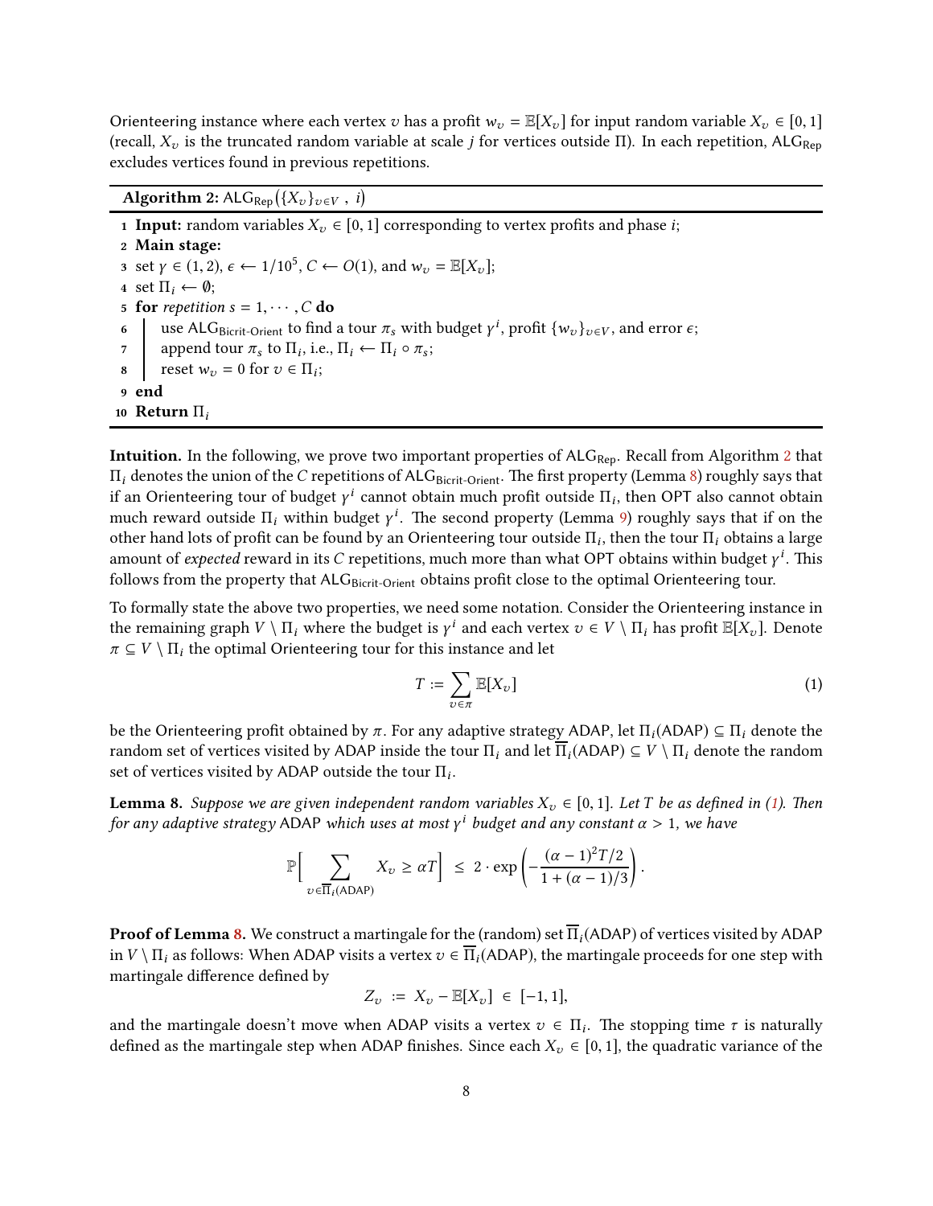Orienteering instance where each vertex $v$ has a profit $w_v = \mathbb{E}[X_v]$ for input random variable $X_v \in [0, 1]$ (recall, $X_v$ is the truncated random variable at scale $j$ for vertices outside $\Pi$). In each repetition, $\mathsf{ALG}_{\mathsf{Rep}}$ excludes vertices found in previous repetitions.

**Algorithm 2:** $\mathsf{ALG}_{\mathsf{Rep}}(\{X_v\}_{v \in V}\ ,\ i)$

```
1  Input: random variables X_v ∈ [0, 1] corresponding to vertex profits and phase i;
2  Main stage:
3  set γ ∈ (1, 2), ε ← 1/10^5, C ← O(1), and w_v = E[X_v];
4  set Π_i ← ∅;
5  for repetition s = 1, ··· , C do
6      use ALG_Bicrit-Orient to find a tour π_s with budget γ^i, profit {w_v}_{v∈V}, and error ε;
7      append tour π_s to Π_i, i.e., Π_i ← Π_i ∘ π_s;
8      reset w_v = 0 for v ∈ Π_i;
9  end
10 Return Π_i
```

**Intuition.** In the following, we prove two important properties of $\mathsf{ALG}_{\mathsf{Rep}}$. Recall from Algorithm 2 that $\Pi_i$ denotes the union of the $C$ repetitions of $\mathsf{ALG}_{\mathsf{Bicrit\text{-}Orient}}$. The first property (Lemma 8) roughly says that if an Orienteering tour of budget $\gamma^i$ cannot obtain much profit outside $\Pi_i$, then OPT also cannot obtain much reward outside $\Pi_i$ within budget $\gamma^i$. The second property (Lemma 9) roughly says that if on the other hand lots of profit can be found by an Orienteering tour outside $\Pi_i$, then the tour $\Pi_i$ obtains a large amount of *expected* reward in its $C$ repetitions, much more than what OPT obtains within budget $\gamma^i$. This follows from the property that $\mathsf{ALG}_{\mathsf{Bicrit\text{-}Orient}}$ obtains profit close to the optimal Orienteering tour.

To formally state the above two properties, we need some notation. Consider the Orienteering instance in the remaining graph $V \setminus \Pi_i$ where the budget is $\gamma^i$ and each vertex $v \in V \setminus \Pi_i$ has profit $\mathbb{E}[X_v]$. Denote $\pi \subseteq V \setminus \Pi_i$ the optimal Orienteering tour for this instance and let

$$T := \sum_{v \in \pi} \mathbb{E}[X_v] \tag{1}$$

be the Orienteering profit obtained by $\pi$. For any adaptive strategy ADAP, let $\Pi_i(\mathsf{ADAP}) \subseteq \Pi_i$ denote the random set of vertices visited by ADAP inside the tour $\Pi_i$ and let $\overline{\Pi}_i(\mathsf{ADAP}) \subseteq V \setminus \Pi_i$ denote the random set of vertices visited by ADAP outside the tour $\Pi_i$.

**Lemma 8.** *Suppose we are given independent random variables $X_v \in [0, 1]$. Let $T$ be as defined in (1). Then for any adaptive strategy* ADAP *which uses at most $\gamma^i$ budget and any constant $\alpha > 1$, we have*

$$\mathbb{P}\Big[\sum_{v \in \overline{\Pi}_i(\mathsf{ADAP})} X_v \geq \alpha T\Big] \ \leq\ 2 \cdot \exp\left(-\frac{(\alpha - 1)^2 T/2}{1 + (\alpha - 1)/3}\right).$$

**Proof of Lemma 8.** We construct a martingale for the (random) set $\overline{\Pi}_i(\mathsf{ADAP})$ of vertices visited by ADAP in $V \setminus \Pi_i$ as follows: When ADAP visits a vertex $v \in \overline{\Pi}_i(\mathsf{ADAP})$, the martingale proceeds for one step with martingale difference defined by

$$Z_v \ :=\ X_v - \mathbb{E}[X_v] \ \in\ [-1, 1],$$

and the martingale doesn't move when ADAP visits a vertex $v \in \Pi_i$. The stopping time $\tau$ is naturally defined as the martingale step when ADAP finishes. Since each $X_v \in [0, 1]$, the quadratic variance of the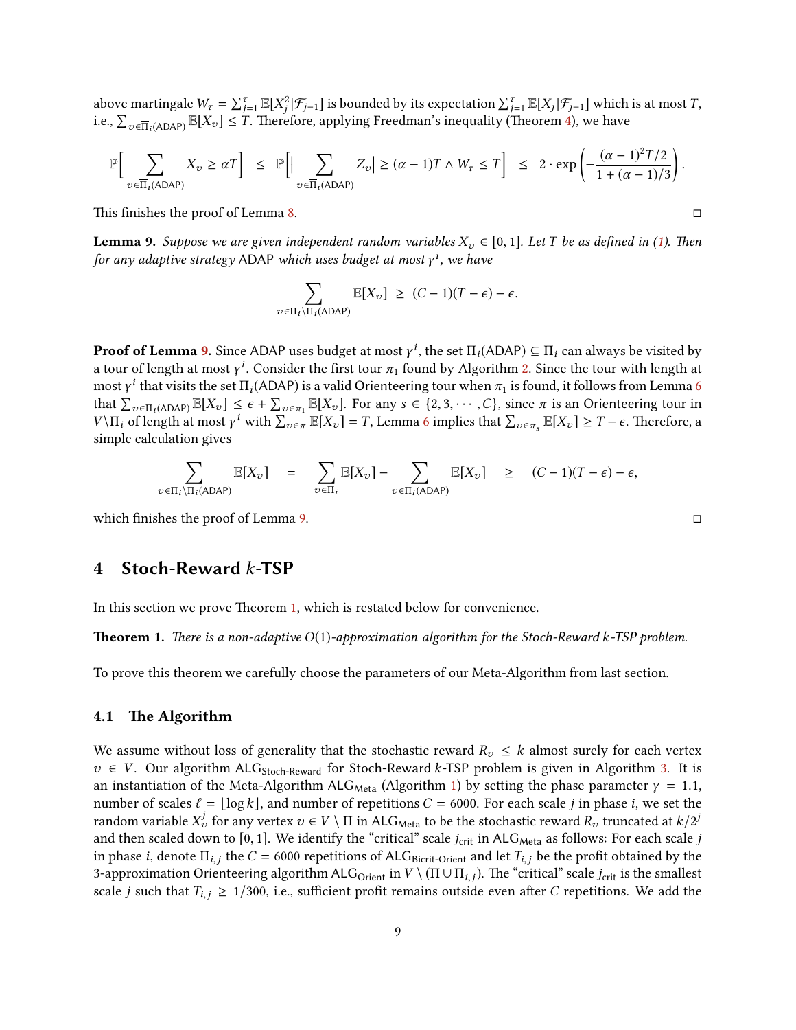above martingale $W_\tau = \sum_{j=1}^{\tau} \mathbb{E}[X_j^2|\mathcal{F}_{j-1}]$ is bounded by its expectation $\sum_{j=1}^{\tau} \mathbb{E}[X_j|\mathcal{F}_{j-1}]$ which is at most $T$, i.e., $\sum_{v\in\overline{\Pi}_i(\mathsf{ADAP})} \mathbb{E}[X_v] \le T$. Therefore, applying Freedman's inequality (Theorem 4), we have

$$\mathbb{P}\Big[\sum_{v\in\overline{\Pi}_i(\mathsf{ADAP})} X_v \ge \alpha T\Big] \;\le\; \mathbb{P}\Big[\Big|\sum_{v\in\overline{\Pi}_i(\mathsf{ADAP})} Z_v\Big| \ge (\alpha-1)T \wedge W_\tau \le T\Big] \;\le\; 2\cdot\exp\left(-\frac{(\alpha-1)^2 T/2}{1+(\alpha-1)/3}\right).$$

This finishes the proof of Lemma 8. ◻

**Lemma 9.** *Suppose we are given independent random variables $X_v \in [0,1]$. Let $T$ be as defined in (1). Then for any adaptive strategy* ADAP *which uses budget at most $\gamma^i$, we have*

$$\sum_{v\in\Pi_i\setminus\Pi_i(\mathsf{ADAP})} \mathbb{E}[X_v] \;\ge\; (C-1)(T-\epsilon)-\epsilon.$$

**Proof of Lemma 9.** Since ADAP uses budget at most $\gamma^i$, the set $\Pi_i(\mathsf{ADAP}) \subseteq \Pi_i$ can always be visited by a tour of length at most $\gamma^i$. Consider the first tour $\pi_1$ found by Algorithm 2. Since the tour with length at most $\gamma^i$ that visits the set $\Pi_i(\mathsf{ADAP})$ is a valid Orienteering tour when $\pi_1$ is found, it follows from Lemma 6 that $\sum_{v\in\Pi_i(\mathsf{ADAP})} \mathbb{E}[X_v] \le \epsilon + \sum_{v\in\pi_1} \mathbb{E}[X_v]$. For any $s \in \{2,3,\cdots,C\}$, since $\pi$ is an Orienteering tour in $V\setminus\Pi_i$ of length at most $\gamma^i$ with $\sum_{v\in\pi} \mathbb{E}[X_v] = T$, Lemma 6 implies that $\sum_{v\in\pi_s} \mathbb{E}[X_v] \ge T-\epsilon$. Therefore, a simple calculation gives

$$\sum_{v\in\Pi_i\setminus\Pi_i(\mathsf{ADAP})} \mathbb{E}[X_v] \quad=\quad \sum_{v\in\Pi_i} \mathbb{E}[X_v] - \sum_{v\in\Pi_i(\mathsf{ADAP})} \mathbb{E}[X_v] \quad\ge\quad (C-1)(T-\epsilon)-\epsilon,$$

which finishes the proof of Lemma 9. ◻

## 4 Stoch-Reward $k$-TSP

In this section we prove Theorem 1, which is restated below for convenience.

**Theorem 1.** *There is a non-adaptive $O(1)$-approximation algorithm for the Stoch-Reward $k$-TSP problem.*

To prove this theorem we carefully choose the parameters of our Meta-Algorithm from last section.

### 4.1 The Algorithm

We assume without loss of generality that the stochastic reward $R_v \le k$ almost surely for each vertex $v \in V$. Our algorithm $\mathsf{ALG}_{\text{Stoch-Reward}}$ for Stoch-Reward $k$-TSP problem is given in Algorithm 3. It is an instantiation of the Meta-Algorithm $\mathsf{ALG}_{\text{Meta}}$ (Algorithm 1) by setting the phase parameter $\gamma = 1.1$, number of scales $\ell = \lfloor \log k \rfloor$, and number of repetitions $C = 6000$. For each scale $j$ in phase $i$, we set the random variable $X_v^j$ for any vertex $v \in V\setminus\Pi$ in $\mathsf{ALG}_{\text{Meta}}$ to be the stochastic reward $R_v$ truncated at $k/2^j$ and then scaled down to $[0,1]$. We identify the "critical" scale $j_{\text{crit}}$ in $\mathsf{ALG}_{\text{Meta}}$ as follows: For each scale $j$ in phase $i$, denote $\Pi_{i,j}$ the $C = 6000$ repetitions of $\mathsf{ALG}_{\text{Bicrit-Orient}}$ and let $T_{i,j}$ be the profit obtained by the 3-approximation Orienteering algorithm $\mathsf{ALG}_{\text{Orient}}$ in $V\setminus(\Pi\cup\Pi_{i,j})$. The "critical" scale $j_{\text{crit}}$ is the smallest scale $j$ such that $T_{i,j} \ge 1/300$, i.e., sufficient profit remains outside even after $C$ repetitions. We add the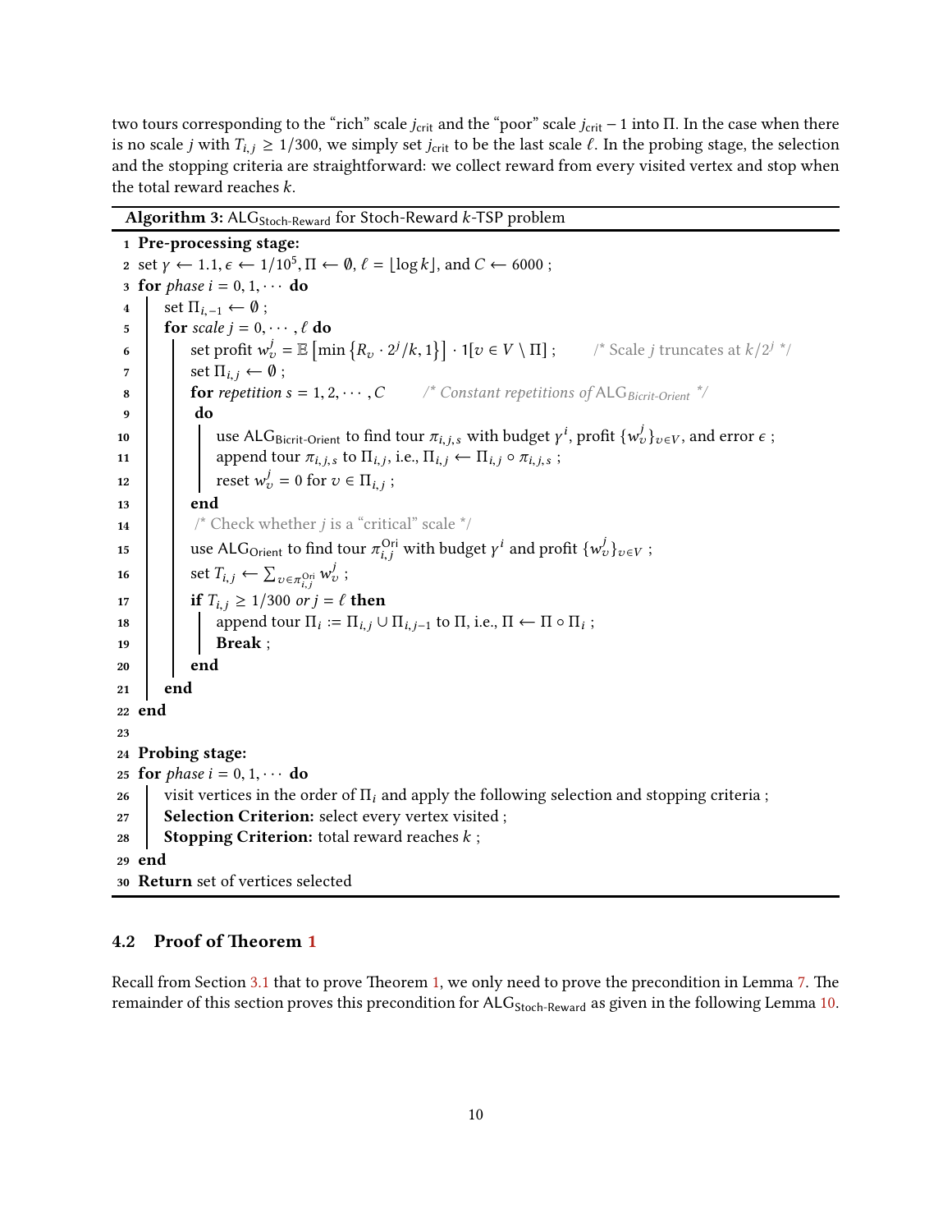two tours corresponding to the "rich" scale $j_{\text{crit}}$ and the "poor" scale $j_{\text{crit}} - 1$ into $\Pi$. In the case when there is no scale $j$ with $T_{i,j} \geq 1/300$, we simply set $j_{\text{crit}}$ to be the last scale $\ell$. In the probing stage, the selection and the stopping criteria are straightforward: we collect reward from every visited vertex and stop when the total reward reaches $k$.

**Algorithm 3:** $\text{ALG}_{\text{Stoch-Reward}}$ for Stoch-Reward $k$-TSP problem

```
1  Pre-processing stage:
2  set γ ← 1.1, ε ← 1/10^5, Π ← ∅, ℓ = ⌊log k⌋, and C ← 6000 ;
3  for phase i = 0, 1, ··· do
4      set Π_{i,-1} ← ∅ ;
5      for scale j = 0, ··· , ℓ do
6          set profit w_v^j = E[min{R_v · 2^j/k, 1}] · 1[v ∈ V \ Π] ;      /* Scale j truncates at k/2^j */
7          set Π_{i,j} ← ∅ ;
8          for repetition s = 1, 2, ··· , C        /* Constant repetitions of ALG_Bicrit-Orient */
9           do
10             use ALG_Bicrit-Orient to find tour π_{i,j,s} with budget γ^i, profit {w_v^j}_{v∈V}, and error ε ;
11             append tour π_{i,j,s} to Π_{i,j}, i.e., Π_{i,j} ← Π_{i,j} ∘ π_{i,j,s} ;
12             reset w_v^j = 0 for v ∈ Π_{i,j} ;
13         end
14         /* Check whether j is a "critical" scale */
15         use ALG_Orient to find tour π_{i,j}^Ori with budget γ^i and profit {w_v^j}_{v∈V} ;
16         set T_{i,j} ← Σ_{v∈π_{i,j}^Ori} w_v^j ;
17         if T_{i,j} ≥ 1/300 or j = ℓ then
18             append tour Π_i := Π_{i,j} ∪ Π_{i,j-1} to Π, i.e., Π ← Π ∘ Π_i ;
19             Break ;
20         end
21     end
22 end
23
24 Probing stage:
25 for phase i = 0, 1, ··· do
26     visit vertices in the order of Π_i and apply the following selection and stopping criteria ;
27     Selection Criterion: select every vertex visited ;
28     Stopping Criterion: total reward reaches k ;
29 end
30 Return set of vertices selected
```

### 4.2 Proof of Theorem 1

Recall from Section 3.1 that to prove Theorem 1, we only need to prove the precondition in Lemma 7. The remainder of this section proves this precondition for $\text{ALG}_{\text{Stoch-Reward}}$ as given in the following Lemma 10.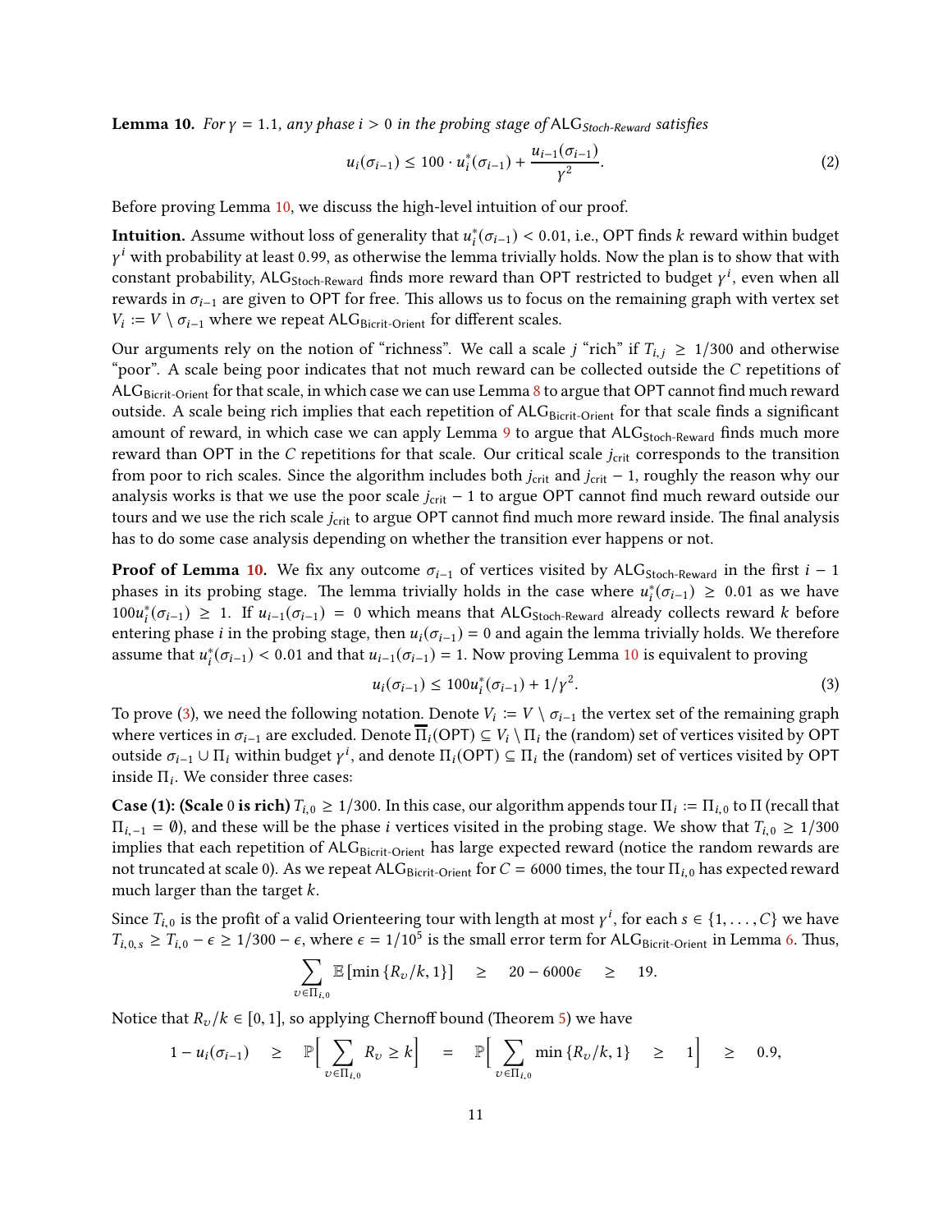**Lemma 10.** *For $\gamma = 1.1$, any phase $i > 0$ in the probing stage of* $\mathsf{ALG}_{\mathit{Stoch\text{-}Reward}}$ *satisfies*

$$u_i(\sigma_{i-1}) \leq 100 \cdot u_i^*(\sigma_{i-1}) + \frac{u_{i-1}(\sigma_{i-1})}{\gamma^2}. \tag{2}$$

Before proving Lemma 10, we discuss the high-level intuition of our proof.

**Intuition.** Assume without loss of generality that $u_i^*(\sigma_{i-1}) < 0.01$, i.e., OPT finds $k$ reward within budget $\gamma^i$ with probability at least 0.99, as otherwise the lemma trivially holds. Now the plan is to show that with constant probability, $\mathsf{ALG}_{\mathsf{Stoch\text{-}Reward}}$ finds more reward than OPT restricted to budget $\gamma^i$, even when all rewards in $\sigma_{i-1}$ are given to OPT for free. This allows us to focus on the remaining graph with vertex set $V_i := V \setminus \sigma_{i-1}$ where we repeat $\mathsf{ALG}_{\mathsf{Bicrit\text{-}Orient}}$ for different scales.

Our arguments rely on the notion of "richness". We call a scale $j$ "rich" if $T_{i,j} \geq 1/300$ and otherwise "poor". A scale being poor indicates that not much reward can be collected outside the $C$ repetitions of $\mathsf{ALG}_{\mathsf{Bicrit\text{-}Orient}}$ for that scale, in which case we can use Lemma 8 to argue that OPT cannot find much reward outside. A scale being rich implies that each repetition of $\mathsf{ALG}_{\mathsf{Bicrit\text{-}Orient}}$ for that scale finds a significant amount of reward, in which case we can apply Lemma 9 to argue that $\mathsf{ALG}_{\mathsf{Stoch\text{-}Reward}}$ finds much more reward than OPT in the $C$ repetitions for that scale. Our critical scale $j_{\text{crit}}$ corresponds to the transition from poor to rich scales. Since the algorithm includes both $j_{\text{crit}}$ and $j_{\text{crit}} - 1$, roughly the reason why our analysis works is that we use the poor scale $j_{\text{crit}} - 1$ to argue OPT cannot find much reward outside our tours and we use the rich scale $j_{\text{crit}}$ to argue OPT cannot find much more reward inside. The final analysis has to do some case analysis depending on whether the transition ever happens or not.

**Proof of Lemma 10.** We fix any outcome $\sigma_{i-1}$ of vertices visited by $\mathsf{ALG}_{\mathsf{Stoch\text{-}Reward}}$ in the first $i-1$ phases in its probing stage. The lemma trivially holds in the case where $u_i^*(\sigma_{i-1}) \geq 0.01$ as we have $100u_i^*(\sigma_{i-1}) \geq 1$. If $u_{i-1}(\sigma_{i-1}) = 0$ which means that $\mathsf{ALG}_{\mathsf{Stoch\text{-}Reward}}$ already collects reward $k$ before entering phase $i$ in the probing stage, then $u_i(\sigma_{i-1}) = 0$ and again the lemma trivially holds. We therefore assume that $u_i^*(\sigma_{i-1}) < 0.01$ and that $u_{i-1}(\sigma_{i-1}) = 1$. Now proving Lemma 10 is equivalent to proving

$$u_i(\sigma_{i-1}) \leq 100u_i^*(\sigma_{i-1}) + 1/\gamma^2. \tag{3}$$

To prove (3), we need the following notation. Denote $V_i := V \setminus \sigma_{i-1}$ the vertex set of the remaining graph where vertices in $\sigma_{i-1}$ are excluded. Denote $\overline{\Pi}_i(\text{OPT}) \subseteq V_i \setminus \Pi_i$ the (random) set of vertices visited by OPT outside $\sigma_{i-1} \cup \Pi_i$ within budget $\gamma^i$, and denote $\Pi_i(\text{OPT}) \subseteq \Pi_i$ the (random) set of vertices visited by OPT inside $\Pi_i$. We consider three cases:

**Case (1): (Scale 0 is rich)** $T_{i,0} \geq 1/300$. In this case, our algorithm appends tour $\Pi_i := \Pi_{i,0}$ to $\Pi$ (recall that $\Pi_{i,-1} = \emptyset$), and these will be the phase $i$ vertices visited in the probing stage. We show that $T_{i,0} \geq 1/300$ implies that each repetition of $\mathsf{ALG}_{\mathsf{Bicrit\text{-}Orient}}$ has large expected reward (notice the random rewards are not truncated at scale 0). As we repeat $\mathsf{ALG}_{\mathsf{Bicrit\text{-}Orient}}$ for $C = 6000$ times, the tour $\Pi_{i,0}$ has expected reward much larger than the target $k$.

Since $T_{i,0}$ is the profit of a valid Orienteering tour with length at most $\gamma^i$, for each $s \in \{1, \ldots, C\}$ we have $T_{i,0,s} \geq T_{i,0} - \epsilon \geq 1/300 - \epsilon$, where $\epsilon = 1/10^5$ is the small error term for $\mathsf{ALG}_{\mathsf{Bicrit\text{-}Orient}}$ in Lemma 6. Thus,

$$\sum_{v \in \Pi_{i,0}} \mathbb{E}\left[\min\left\{R_v/k, 1\right\}\right] \quad \geq \quad 20 - 6000\epsilon \quad \geq \quad 19.$$

Notice that $R_v/k \in [0, 1]$, so applying Chernoff bound (Theorem 5) we have

$$1 - u_i(\sigma_{i-1}) \quad \geq \quad \mathbb{P}\Big[\sum_{v \in \Pi_{i,0}} R_v \geq k\Big] \quad = \quad \mathbb{P}\Big[\sum_{v \in \Pi_{i,0}} \min\left\{R_v/k, 1\right\} \quad \geq \quad 1\Big] \quad \geq \quad 0.9,$$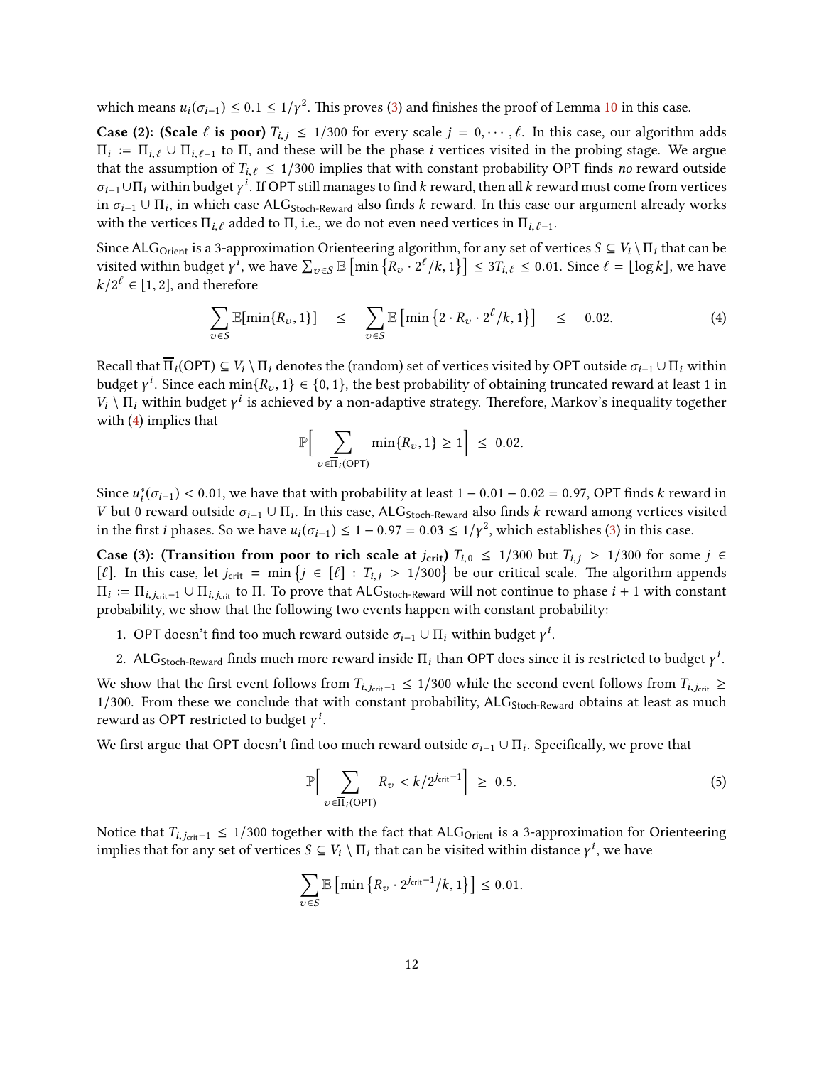which means $u_i(\sigma_{i-1}) \le 0.1 \le 1/\gamma^2$. This proves (3) and finishes the proof of Lemma 10 in this case.

**Case (2): (Scale $\ell$ is poor)** $T_{i,j} \le 1/300$ for every scale $j = 0, \cdots, \ell$. In this case, our algorithm adds $\Pi_i := \Pi_{i,\ell} \cup \Pi_{i,\ell-1}$ to $\Pi$, and these will be the phase $i$ vertices visited in the probing stage. We argue that the assumption of $T_{i,\ell} \le 1/300$ implies that with constant probability OPT finds *no* reward outside $\sigma_{i-1} \cup \Pi_i$ within budget $\gamma^i$. If OPT still manages to find $k$ reward, then all $k$ reward must come from vertices in $\sigma_{i-1} \cup \Pi_i$, in which case $\mathsf{ALG}_{\mathsf{Stoch\text{-}Reward}}$ also finds $k$ reward. In this case our argument already works with the vertices $\Pi_{i,\ell}$ added to $\Pi$, i.e., we do not even need vertices in $\Pi_{i,\ell-1}$.

Since $\mathsf{ALG}_{\mathsf{Orient}}$ is a 3-approximation Orienteering algorithm, for any set of vertices $S \subseteq V_i \setminus \Pi_i$ that can be visited within budget $\gamma^i$, we have $\sum_{v \in S} \mathbb{E}\left[\min\left\{R_v \cdot 2^\ell/k, 1\right\}\right] \le 3T_{i,\ell} \le 0.01$. Since $\ell = \lfloor \log k \rfloor$, we have $k/2^\ell \in [1,2]$, and therefore

$$\sum_{v \in S} \mathbb{E}[\min\{R_v, 1\}] \quad \le \quad \sum_{v \in S} \mathbb{E}\left[\min\left\{2 \cdot R_v \cdot 2^\ell/k, 1\right\}\right] \quad \le \quad 0.02. \tag{4}$$

Recall that $\overline{\Pi}_i(\mathsf{OPT}) \subseteq V_i \setminus \Pi_i$ denotes the (random) set of vertices visited by OPT outside $\sigma_{i-1} \cup \Pi_i$ within budget $\gamma^i$. Since each $\min\{R_v, 1\} \in \{0, 1\}$, the best probability of obtaining truncated reward at least 1 in $V_i \setminus \Pi_i$ within budget $\gamma^i$ is achieved by a non-adaptive strategy. Therefore, Markov's inequality together with (4) implies that

$$\mathbb{P}\Big[\sum_{v \in \overline{\Pi}_i(\mathsf{OPT})} \min\{R_v, 1\} \ge 1\Big] \;\le\; 0.02.$$

Since $u_i^*(\sigma_{i-1}) < 0.01$, we have that with probability at least $1 - 0.01 - 0.02 = 0.97$, OPT finds $k$ reward in $V$ but 0 reward outside $\sigma_{i-1} \cup \Pi_i$. In this case, $\mathsf{ALG}_{\mathsf{Stoch\text{-}Reward}}$ also finds $k$ reward among vertices visited in the first $i$ phases. So we have $u_i(\sigma_{i-1}) \le 1 - 0.97 = 0.03 \le 1/\gamma^2$, which establishes (3) in this case.

**Case (3): (Transition from poor to rich scale at $j_{\text{crit}}$)** $T_{i,0} \le 1/300$ but $T_{i,j} > 1/300$ for some $j \in [\ell]$. In this case, let $j_{\text{crit}} = \min\left\{j \in [\ell] : T_{i,j} > 1/300\right\}$ be our critical scale. The algorithm appends $\Pi_i := \Pi_{i,j_{\text{crit}}-1} \cup \Pi_{i,j_{\text{crit}}}$ to $\Pi$. To prove that $\mathsf{ALG}_{\mathsf{Stoch\text{-}Reward}}$ will not continue to phase $i+1$ with constant probability, we show that the following two events happen with constant probability:

1. OPT doesn't find too much reward outside $\sigma_{i-1} \cup \Pi_i$ within budget $\gamma^i$.
2. $\mathsf{ALG}_{\mathsf{Stoch\text{-}Reward}}$ finds much more reward inside $\Pi_i$ than OPT does since it is restricted to budget $\gamma^i$.

We show that the first event follows from $T_{i,j_{\text{crit}}-1} \le 1/300$ while the second event follows from $T_{i,j_{\text{crit}}} \ge 1/300$. From these we conclude that with constant probability, $\mathsf{ALG}_{\mathsf{Stoch\text{-}Reward}}$ obtains at least as much reward as OPT restricted to budget $\gamma^i$.

We first argue that OPT doesn't find too much reward outside $\sigma_{i-1} \cup \Pi_i$. Specifically, we prove that

$$\mathbb{P}\Big[\sum_{v \in \overline{\Pi}_i(\mathsf{OPT})} R_v < k/2^{j_{\text{crit}}-1}\Big] \;\ge\; 0.5. \tag{5}$$

Notice that $T_{i,j_{\text{crit}}-1} \le 1/300$ together with the fact that $\mathsf{ALG}_{\mathsf{Orient}}$ is a 3-approximation for Orienteering implies that for any set of vertices $S \subseteq V_i \setminus \Pi_i$ that can be visited within distance $\gamma^i$, we have

$$\sum_{v \in S} \mathbb{E}\left[\min\left\{R_v \cdot 2^{j_{\text{crit}}-1}/k, 1\right\}\right] \le 0.01.$$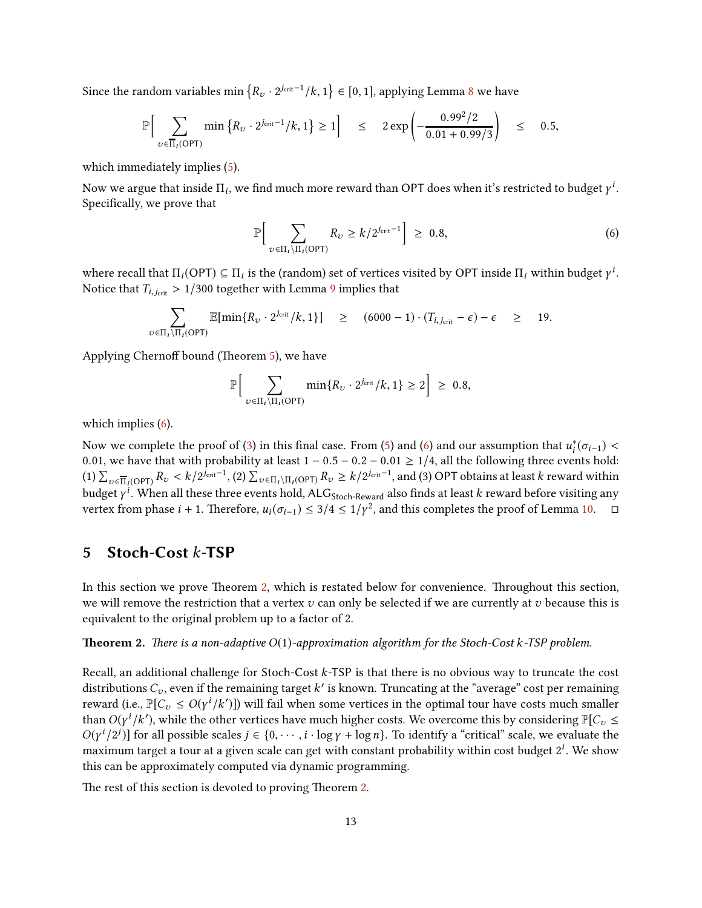Since the random variables $\min\left\{R_v \cdot 2^{j_{\text{crit}}-1}/k, 1\right\} \in [0,1]$, applying Lemma 8 we have

$$\mathbb{P}\Big[\sum_{v \in \overline{\Pi}_i(\mathrm{OPT})} \min\left\{R_v \cdot 2^{j_{\text{crit}}-1}/k, 1\right\} \geq 1\Big] \quad \leq \quad 2\exp\left(-\frac{0.99^2/2}{0.01+0.99/3}\right) \quad \leq \quad 0.5,$$

which immediately implies (5).

Now we argue that inside $\Pi_i$, we find much more reward than OPT does when it's restricted to budget $\gamma^i$. Specifically, we prove that

$$\mathbb{P}\Big[\sum_{v \in \Pi_i \setminus \Pi_i(\mathrm{OPT})} R_v \geq k/2^{j_{\text{crit}}-1}\Big] \;\geq\; 0.8, \tag{6}$$

where recall that $\Pi_i(\mathrm{OPT}) \subseteq \Pi_i$ is the (random) set of vertices visited by OPT inside $\Pi_i$ within budget $\gamma^i$. Notice that $T_{i,j_{\text{crit}}} > 1/300$ together with Lemma 9 implies that

$$\sum_{v \in \Pi_i \setminus \Pi_i(\mathrm{OPT})} \mathbb{E}[\min\{R_v \cdot 2^{j_{\text{crit}}}/k, 1\}] \quad \geq \quad (6000-1)\cdot(T_{i,j_{\text{crit}}} - \epsilon) - \epsilon \quad \geq \quad 19.$$

Applying Chernoff bound (Theorem 5), we have

$$\mathbb{P}\Big[\sum_{v \in \Pi_i \setminus \Pi_i(\mathrm{OPT})} \min\{R_v \cdot 2^{j_{\text{crit}}}/k, 1\} \geq 2\Big] \;\geq\; 0.8,$$

which implies (6).

Now we complete the proof of (3) in this final case. From (5) and (6) and our assumption that $u_i^*(\sigma_{i-1}) < 0.01$, we have that with probability at least $1 - 0.5 - 0.2 - 0.01 \geq 1/4$, all the following three events hold: (1) $\sum_{v \in \overline{\Pi}_i(\mathrm{OPT})} R_v < k/2^{j_{\text{crit}}-1}$, (2) $\sum_{v \in \Pi_i \setminus \Pi_i(\mathrm{OPT})} R_v \geq k/2^{j_{\text{crit}}-1}$, and (3) OPT obtains at least $k$ reward within budget $\gamma^i$. When all these three events hold, $\mathsf{ALG}_{\mathsf{Stoch\text{-}Reward}}$ also finds at least $k$ reward before visiting any vertex from phase $i+1$. Therefore, $u_i(\sigma_{i-1}) \leq 3/4 \leq 1/\gamma^2$, and this completes the proof of Lemma 10. ◻

## 5 Stoch-Cost $k$-TSP

In this section we prove Theorem 2, which is restated below for convenience. Throughout this section, we will remove the restriction that a vertex $v$ can only be selected if we are currently at $v$ because this is equivalent to the original problem up to a factor of 2.

**Theorem 2.** *There is a non-adaptive $O(1)$-approximation algorithm for the Stoch-Cost $k$-TSP problem.*

Recall, an additional challenge for Stoch-Cost $k$-TSP is that there is no obvious way to truncate the cost distributions $C_v$, even if the remaining target $k'$ is known. Truncating at the "average" cost per remaining reward (i.e., $\mathbb{P}[C_v \leq O(\gamma^i/k')]$) will fail when some vertices in the optimal tour have costs much smaller than $O(\gamma^i/k')$, while the other vertices have much higher costs. We overcome this by considering $\mathbb{P}[C_v \leq O(\gamma^i/2^j)]$ for all possible scales $j \in \{0,\cdots,i\cdot\log\gamma + \log n\}$. To identify a "critical" scale, we evaluate the maximum target a tour at a given scale can get with constant probability within cost budget $2^i$. We show this can be approximately computed via dynamic programming.

The rest of this section is devoted to proving Theorem 2.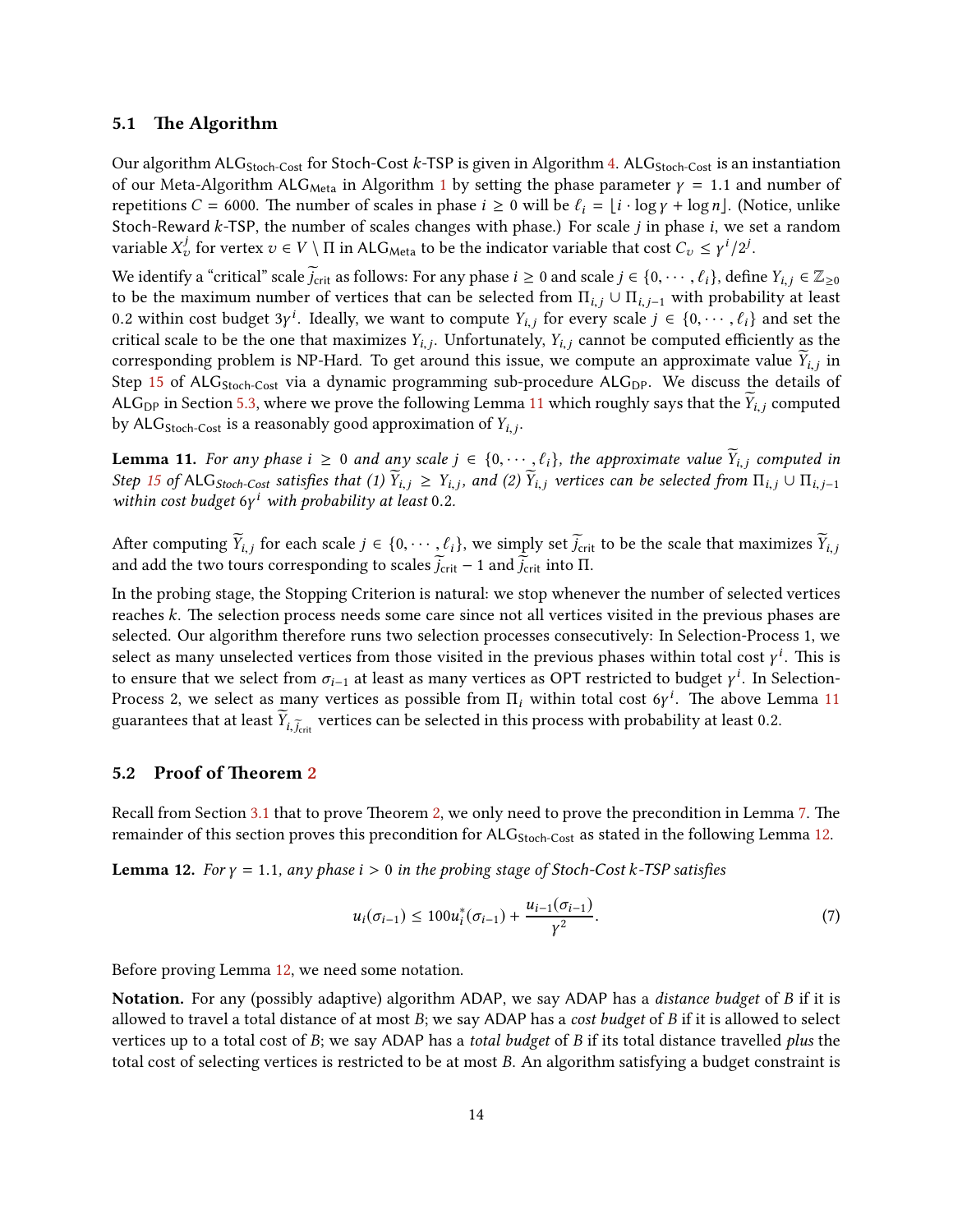### 5.1 The Algorithm

Our algorithm $\mathsf{ALG}_{\text{Stoch-Cost}}$ for Stoch-Cost $k$-TSP is given in Algorithm 4. $\mathsf{ALG}_{\text{Stoch-Cost}}$ is an instantiation of our Meta-Algorithm $\mathsf{ALG}_{\text{Meta}}$ in Algorithm 1 by setting the phase parameter $\gamma = 1.1$ and number of repetitions $C = 6000$. The number of scales in phase $i \geq 0$ will be $\ell_i = \lfloor i \cdot \log \gamma + \log n \rfloor$. (Notice, unlike Stoch-Reward $k$-TSP, the number of scales changes with phase.) For scale $j$ in phase $i$, we set a random variable $X_v^j$ for vertex $v \in V \setminus \Pi$ in $\mathsf{ALG}_{\text{Meta}}$ to be the indicator variable that cost $C_v \leq \gamma^i / 2^j$.

We identify a "critical" scale $\widetilde{j}_{\text{crit}}$ as follows: For any phase $i \geq 0$ and scale $j \in \{0, \cdots, \ell_i\}$, define $Y_{i,j} \in \mathbb{Z}_{\geq 0}$ to be the maximum number of vertices that can be selected from $\Pi_{i,j} \cup \Pi_{i,j-1}$ with probability at least $0.2$ within cost budget $3\gamma^i$. Ideally, we want to compute $Y_{i,j}$ for every scale $j \in \{0, \cdots, \ell_i\}$ and set the critical scale to be the one that maximizes $Y_{i,j}$. Unfortunately, $Y_{i,j}$ cannot be computed efficiently as the corresponding problem is NP-Hard. To get around this issue, we compute an approximate value $\widetilde{Y}_{i,j}$ in Step 15 of $\mathsf{ALG}_{\text{Stoch-Cost}}$ via a dynamic programming sub-procedure $\mathsf{ALG}_{\text{DP}}$. We discuss the details of $\mathsf{ALG}_{\text{DP}}$ in Section 5.3, where we prove the following Lemma 11 which roughly says that the $\widetilde{Y}_{i,j}$ computed by $\mathsf{ALG}_{\text{Stoch-Cost}}$ is a reasonably good approximation of $Y_{i,j}$.

**Lemma 11.** *For any phase $i \geq 0$ and any scale $j \in \{0, \cdots, \ell_i\}$, the approximate value $\widetilde{Y}_{i,j}$ computed in Step 15 of $\mathsf{ALG}_{\text{Stoch-Cost}}$ satisfies that (1) $\widetilde{Y}_{i,j} \geq Y_{i,j}$, and (2) $\widetilde{Y}_{i,j}$ vertices can be selected from $\Pi_{i,j} \cup \Pi_{i,j-1}$ within cost budget $6\gamma^i$ with probability at least $0.2$.*

After computing $\widetilde{Y}_{i,j}$ for each scale $j \in \{0, \cdots, \ell_i\}$, we simply set $\widetilde{j}_{\text{crit}}$ to be the scale that maximizes $\widetilde{Y}_{i,j}$ and add the two tours corresponding to scales $\widetilde{j}_{\text{crit}} - 1$ and $\widetilde{j}_{\text{crit}}$ into $\Pi$.

In the probing stage, the Stopping Criterion is natural: we stop whenever the number of selected vertices reaches $k$. The selection process needs some care since not all vertices visited in the previous phases are selected. Our algorithm therefore runs two selection processes consecutively: In Selection-Process 1, we select as many unselected vertices from those visited in the previous phases within total cost $\gamma^i$. This is to ensure that we select from $\sigma_{i-1}$ at least as many vertices as OPT restricted to budget $\gamma^i$. In Selection-Process 2, we select as many vertices as possible from $\Pi_i$ within total cost $6\gamma^i$. The above Lemma 11 guarantees that at least $\widetilde{Y}_{i,\widetilde{j}_{\text{crit}}}$ vertices can be selected in this process with probability at least $0.2$.

### 5.2 Proof of Theorem 2

Recall from Section 3.1 that to prove Theorem 2, we only need to prove the precondition in Lemma 7. The remainder of this section proves this precondition for $\mathsf{ALG}_{\text{Stoch-Cost}}$ as stated in the following Lemma 12.

**Lemma 12.** *For $\gamma = 1.1$, any phase $i > 0$ in the probing stage of Stoch-Cost $k$-TSP satisfies*

$$u_i(\sigma_{i-1}) \leq 100 u_i^*(\sigma_{i-1}) + \frac{u_{i-1}(\sigma_{i-1})}{\gamma^2}. \tag{7}$$

Before proving Lemma 12, we need some notation.

**Notation.** For any (possibly adaptive) algorithm ADAP, we say ADAP has a *distance budget* of $B$ if it is allowed to travel a total distance of at most $B$; we say ADAP has a *cost budget* of $B$ if it is allowed to select vertices up to a total cost of $B$; we say ADAP has a *total budget* of $B$ if its total distance travelled *plus* the total cost of selecting vertices is restricted to be at most $B$. An algorithm satisfying a budget constraint is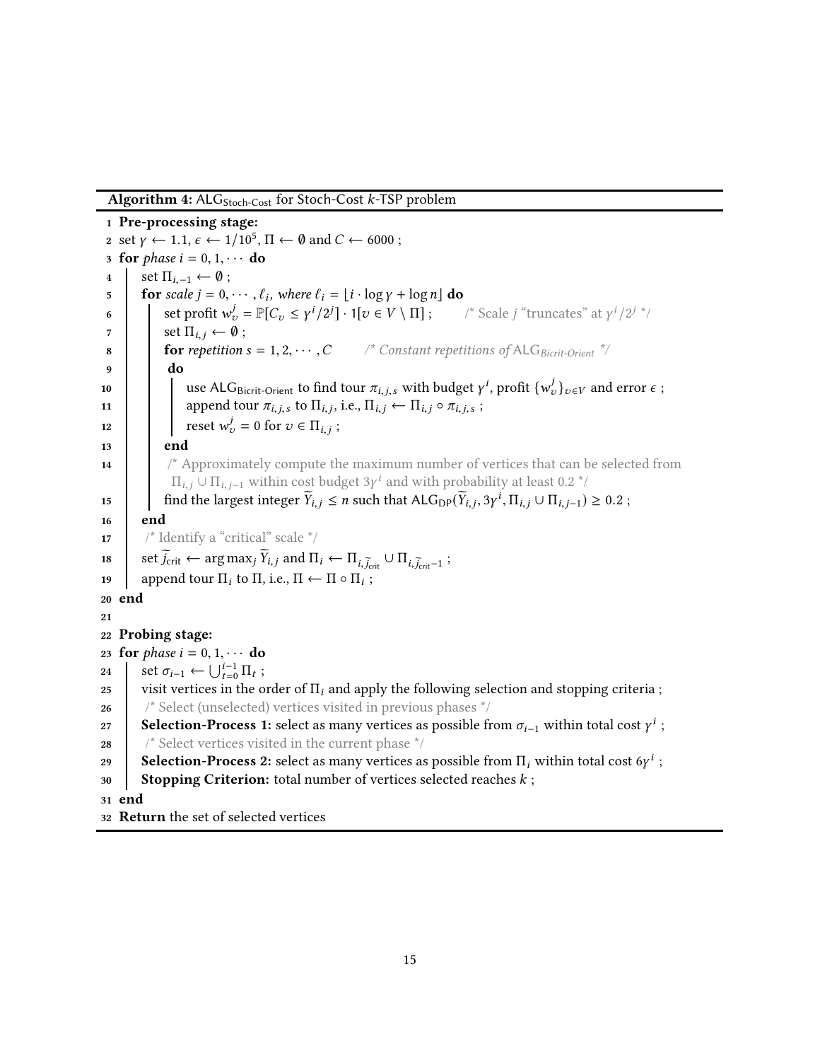**Algorithm 4:** $\mathsf{ALG}_{\text{Stoch-Cost}}$ for Stoch-Cost $k$-TSP problem

```
1  Pre-processing stage:
2  set γ ← 1.1, ϵ ← 1/10^5, Π ← ∅ and C ← 6000 ;
3  for phase i = 0, 1, ··· do
4      set Π_{i,−1} ← ∅ ;
5      for scale j = 0, ··· , ℓ_i, where ℓ_i = ⌊i · log γ + log n⌋ do
6          set profit w_v^j = P[C_v ≤ γ^i/2^j] · 1[v ∈ V \ Π] ;      /* Scale j "truncates" at γ^i/2^j */
7          set Π_{i,j} ← ∅ ;
8          for repetition s = 1, 2, ··· , C      /* Constant repetitions of ALG_Bicrit-Orient */
9          do
10             use ALG_Bicrit-Orient to find tour π_{i,j,s} with budget γ^i, profit {w_v^j}_{v∈V} and error ϵ ;
11             append tour π_{i,j,s} to Π_{i,j}, i.e., Π_{i,j} ← Π_{i,j} ∘ π_{i,j,s} ;
12             reset w_v^j = 0 for v ∈ Π_{i,j} ;
13         end
14         /* Approximately compute the maximum number of vertices that can be selected from
              Π_{i,j} ∪ Π_{i,j−1} within cost budget 3γ^i and with probability at least 0.2 */
15         find the largest integer Ỹ_{i,j} ≤ n such that ALG_DP(Ỹ_{i,j}, 3γ^i, Π_{i,j} ∪ Π_{i,j−1}) ≥ 0.2 ;
16     end
17     /* Identify a "critical" scale */
18     set j̃_crit ← arg max_j Ỹ_{i,j} and Π_i ← Π_{i,j̃_crit} ∪ Π_{i,j̃_crit−1} ;
19     append tour Π_i to Π, i.e., Π ← Π ∘ Π_i ;
20 end
21
22 Probing stage:
23 for phase i = 0, 1, ··· do
24     set σ_{i−1} ← ⋃_{t=0}^{i−1} Π_t ;
25     visit vertices in the order of Π_i and apply the following selection and stopping criteria ;
26     /* Select (unselected) vertices visited in previous phases */
27     Selection-Process 1: select as many vertices as possible from σ_{i−1} within total cost γ^i ;
28     /* Select vertices visited in the current phase */
29     Selection-Process 2: select as many vertices as possible from Π_i within total cost 6γ^i ;
30     Stopping Criterion: total number of vertices selected reaches k ;
31 end
32 Return the set of selected vertices
```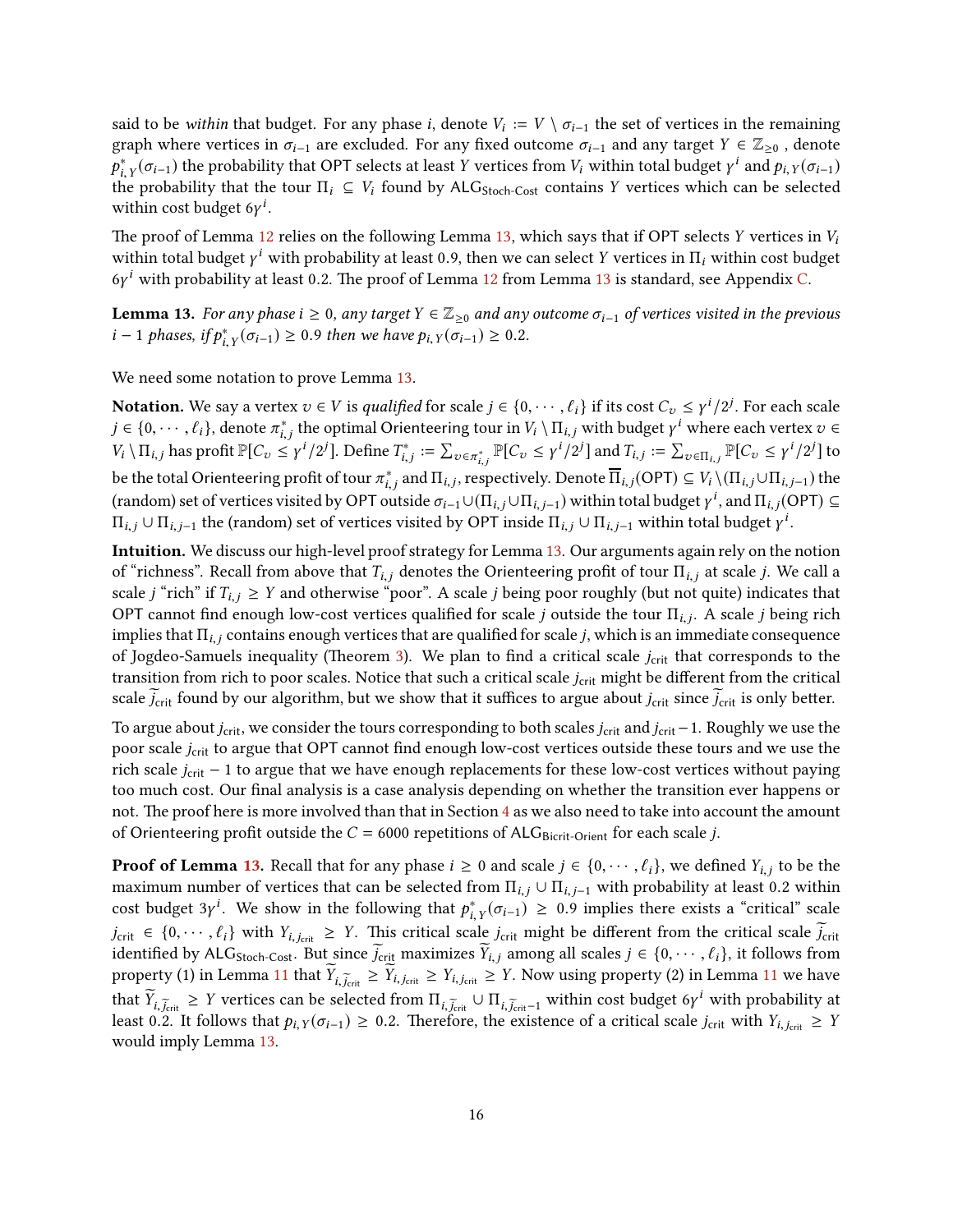said to be *within* that budget. For any phase $i$, denote $V_i := V \setminus \sigma_{i-1}$ the set of vertices in the remaining graph where vertices in $\sigma_{i-1}$ are excluded. For any fixed outcome $\sigma_{i-1}$ and any target $Y \in \mathbb{Z}_{\geq 0}$, denote $p^*_{i,Y}(\sigma_{i-1})$ the probability that OPT selects at least $Y$ vertices from $V_i$ within total budget $\gamma^i$ and $p_{i,Y}(\sigma_{i-1})$ the probability that the tour $\Pi_i \subseteq V_i$ found by $\mathsf{ALG}_{\mathsf{Stoch\text{-}Cost}}$ contains $Y$ vertices which can be selected within cost budget $6\gamma^i$.

The proof of Lemma 12 relies on the following Lemma 13, which says that if OPT selects $Y$ vertices in $V_i$ within total budget $\gamma^i$ with probability at least 0.9, then we can select $Y$ vertices in $\Pi_i$ within cost budget $6\gamma^i$ with probability at least 0.2. The proof of Lemma 12 from Lemma 13 is standard, see Appendix C.

**Lemma 13.** *For any phase $i \geq 0$, any target $Y \in \mathbb{Z}_{\geq 0}$ and any outcome $\sigma_{i-1}$ of vertices visited in the previous $i-1$ phases, if $p^*_{i,Y}(\sigma_{i-1}) \geq 0.9$ then we have $p_{i,Y}(\sigma_{i-1}) \geq 0.2$.*

We need some notation to prove Lemma 13.

**Notation.** We say a vertex $v \in V$ is *qualified* for scale $j \in \{0, \cdots, \ell_i\}$ if its cost $C_v \leq \gamma^i/2^j$. For each scale $j \in \{0, \cdots, \ell_i\}$, denote $\pi^*_{i,j}$ the optimal Orienteering tour in $V_i \setminus \Pi_{i,j}$ with budget $\gamma^i$ where each vertex $v \in V_i \setminus \Pi_{i,j}$ has profit $\mathbb{P}[C_v \leq \gamma^i/2^j]$. Define $T^*_{i,j} := \sum_{v \in \pi^*_{i,j}} \mathbb{P}[C_v \leq \gamma^i/2^j]$ and $T_{i,j} := \sum_{v \in \Pi_{i,j}} \mathbb{P}[C_v \leq \gamma^i/2^j]$ to be the total Orienteering profit of tour $\pi^*_{i,j}$ and $\Pi_{i,j}$, respectively. Denote $\overline{\Pi}_{i,j}(\mathsf{OPT}) \subseteq V_i \setminus (\Pi_{i,j} \cup \Pi_{i,j-1})$ the (random) set of vertices visited by OPT outside $\sigma_{i-1} \cup (\Pi_{i,j} \cup \Pi_{i,j-1})$ within total budget $\gamma^i$, and $\Pi_{i,j}(\mathsf{OPT}) \subseteq \Pi_{i,j} \cup \Pi_{i,j-1}$ the (random) set of vertices visited by OPT inside $\Pi_{i,j} \cup \Pi_{i,j-1}$ within total budget $\gamma^i$.

**Intuition.** We discuss our high-level proof strategy for Lemma 13. Our arguments again rely on the notion of "richness". Recall from above that $T_{i,j}$ denotes the Orienteering profit of tour $\Pi_{i,j}$ at scale $j$. We call a scale $j$ "rich" if $T_{i,j} \geq Y$ and otherwise "poor". A scale $j$ being poor roughly (but not quite) indicates that OPT cannot find enough low-cost vertices qualified for scale $j$ outside the tour $\Pi_{i,j}$. A scale $j$ being rich implies that $\Pi_{i,j}$ contains enough vertices that are qualified for scale $j$, which is an immediate consequence of Jogdeo-Samuels inequality (Theorem 3). We plan to find a critical scale $j_{\text{crit}}$ that corresponds to the transition from rich to poor scales. Notice that such a critical scale $j_{\text{crit}}$ might be different from the critical scale $\widetilde{j}_{\text{crit}}$ found by our algorithm, but we show that it suffices to argue about $j_{\text{crit}}$ since $\widetilde{j}_{\text{crit}}$ is only better.

To argue about $j_{\text{crit}}$, we consider the tours corresponding to both scales $j_{\text{crit}}$ and $j_{\text{crit}}-1$. Roughly we use the poor scale $j_{\text{crit}}$ to argue that OPT cannot find enough low-cost vertices outside these tours and we use the rich scale $j_{\text{crit}}-1$ to argue that we have enough replacements for these low-cost vertices without paying too much cost. Our final analysis is a case analysis depending on whether the transition ever happens or not. The proof here is more involved than that in Section 4 as we also need to take into account the amount of Orienteering profit outside the $C = 6000$ repetitions of $\mathsf{ALG}_{\mathsf{Bicrit\text{-}Orient}}$ for each scale $j$.

**Proof of Lemma 13.** Recall that for any phase $i \geq 0$ and scale $j \in \{0, \cdots, \ell_i\}$, we defined $Y_{i,j}$ to be the maximum number of vertices that can be selected from $\Pi_{i,j} \cup \Pi_{i,j-1}$ with probability at least 0.2 within cost budget $3\gamma^i$. We show in the following that $p^*_{i,Y}(\sigma_{i-1}) \geq 0.9$ implies there exists a "critical" scale $j_{\text{crit}} \in \{0, \cdots, \ell_i\}$ with $Y_{i,j_{\text{crit}}} \geq Y$. This critical scale $j_{\text{crit}}$ might be different from the critical scale $\widetilde{j}_{\text{crit}}$ identified by $\mathsf{ALG}_{\mathsf{Stoch\text{-}Cost}}$. But since $\widetilde{j}_{\text{crit}}$ maximizes $\widetilde{Y}_{i,j}$ among all scales $j \in \{0, \cdots, \ell_i\}$, it follows from property (1) in Lemma 11 that $\widetilde{Y}_{i,\widetilde{j}_{\text{crit}}} \geq \widetilde{Y}_{i,j_{\text{crit}}} \geq Y_{i,j_{\text{crit}}} \geq Y$. Now using property (2) in Lemma 11 we have that $\widetilde{Y}_{i,\widetilde{j}_{\text{crit}}} \geq Y$ vertices can be selected from $\Pi_{i,\widetilde{j}_{\text{crit}}} \cup \Pi_{i,\widetilde{j}_{\text{crit}}-1}$ within cost budget $6\gamma^i$ with probability at least 0.2. It follows that $p_{i,Y}(\sigma_{i-1}) \geq 0.2$. Therefore, the existence of a critical scale $j_{\text{crit}}$ with $Y_{i,j_{\text{crit}}} \geq Y$ would imply Lemma 13.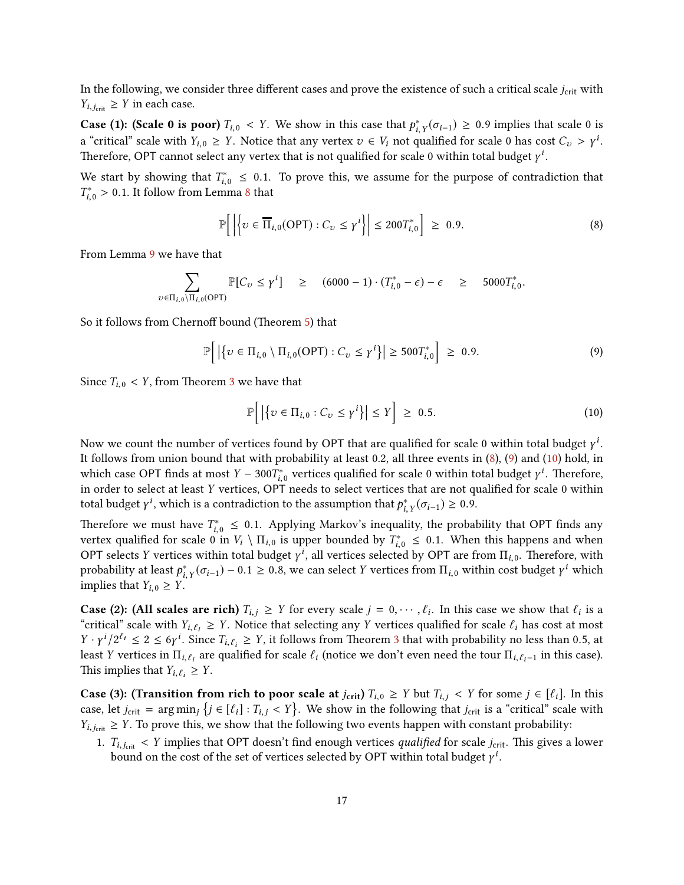In the following, we consider three different cases and prove the existence of such a critical scale $j_{\text{crit}}$ with $Y_{i,j_{\text{crit}}} \geq Y$ in each case.

**Case (1): (Scale 0 is poor)** $T_{i,0} < Y$. We show in this case that $p^*_{i,Y}(\sigma_{i-1}) \geq 0.9$ implies that scale 0 is a "critical" scale with $Y_{i,0} \geq Y$. Notice that any vertex $v \in V_i$ not qualified for scale 0 has cost $C_v > \gamma^i$. Therefore, OPT cannot select any vertex that is not qualified for scale 0 within total budget $\gamma^i$.

We start by showing that $T^*_{i,0} \leq 0.1$. To prove this, we assume for the purpose of contradiction that $T^*_{i,0} > 0.1$. It follow from Lemma 8 that

$$\mathbb{P}\Big[ \Big| \Big\{ v \in \overline{\overline{\Pi}}_{i,0}(\text{OPT}) : C_v \leq \gamma^i \Big\} \Big| \leq 200 T^*_{i,0} \Big] \;\geq\; 0.9. \tag{8}$$

From Lemma 9 we have that

$$\sum_{v \in \Pi_{i,0} \setminus \Pi_{i,0}(\text{OPT})} \mathbb{P}[C_v \leq \gamma^i] \quad \geq \quad (6000-1)\cdot(T^*_{i,0}-\epsilon)-\epsilon \quad \geq \quad 5000 T^*_{i,0}.$$

So it follows from Chernoff bound (Theorem 5) that

$$\mathbb{P}\Big[ \big| \big\{ v \in \Pi_{i,0} \setminus \Pi_{i,0}(\text{OPT}) : C_v \leq \gamma^i \big\} \big| \geq 500 T^*_{i,0} \Big] \;\geq\; 0.9. \tag{9}$$

Since $T_{i,0} < Y$, from Theorem 3 we have that

$$\mathbb{P}\Big[ \big| \big\{ v \in \Pi_{i,0} : C_v \leq \gamma^i \big\} \big| \leq Y \Big] \;\geq\; 0.5. \tag{10}$$

Now we count the number of vertices found by OPT that are qualified for scale 0 within total budget $\gamma^i$. It follows from union bound that with probability at least 0.2, all three events in (8), (9) and (10) hold, in which case OPT finds at most $Y - 300T^*_{i,0}$ vertices qualified for scale 0 within total budget $\gamma^i$. Therefore, in order to select at least $Y$ vertices, OPT needs to select vertices that are not qualified for scale 0 within total budget $\gamma^i$, which is a contradiction to the assumption that $p^*_{i,Y}(\sigma_{i-1}) \geq 0.9$.

Therefore we must have $T^*_{i,0} \leq 0.1$. Applying Markov's inequality, the probability that OPT finds any vertex qualified for scale 0 in $V_i \setminus \Pi_{i,0}$ is upper bounded by $T^*_{i,0} \leq 0.1$. When this happens and when OPT selects $Y$ vertices within total budget $\gamma^i$, all vertices selected by OPT are from $\Pi_{i,0}$. Therefore, with probability at least $p^*_{i,Y}(\sigma_{i-1}) - 0.1 \geq 0.8$, we can select $Y$ vertices from $\Pi_{i,0}$ within cost budget $\gamma^i$ which implies that $Y_{i,0} \geq Y$.

**Case (2): (All scales are rich)** $T_{i,j} \geq Y$ for every scale $j = 0, \cdots, \ell_i$. In this case we show that $\ell_i$ is a "critical" scale with $Y_{i,\ell_i} \geq Y$. Notice that selecting any $Y$ vertices qualified for scale $\ell_i$ has cost at most $Y \cdot \gamma^i / 2^{\ell_i} \leq 2 \leq 6\gamma^i$. Since $T_{i,\ell_i} \geq Y$, it follows from Theorem 3 that with probability no less than 0.5, at least $Y$ vertices in $\Pi_{i,\ell_i}$ are qualified for scale $\ell_i$ (notice we don't even need the tour $\Pi_{i,\ell_i-1}$ in this case). This implies that $Y_{i,\ell_i} \geq Y$.

**Case (3): (Transition from rich to poor scale at $j_{\text{crit}}$)** $T_{i,0} \geq Y$ but $T_{i,j} < Y$ for some $j \in [\ell_i]$. In this case, let $j_{\text{crit}} = \arg\min_j \big\{ j \in [\ell_i] : T_{i,j} < Y \big\}$. We show in the following that $j_{\text{crit}}$ is a "critical" scale with $Y_{i,j_{\text{crit}}} \geq Y$. To prove this, we show that the following two events happen with constant probability:

1. $T_{i,j_{\text{crit}}} < Y$ implies that OPT doesn't find enough vertices *qualified* for scale $j_{\text{crit}}$. This gives a lower bound on the cost of the set of vertices selected by OPT within total budget $\gamma^i$.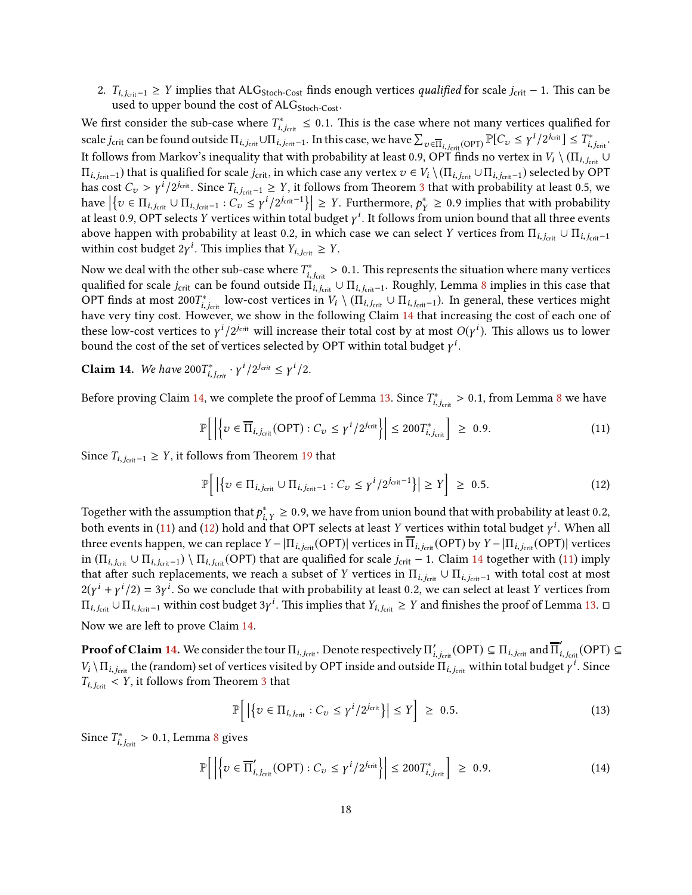2. $T_{i,j_{\text{crit}}-1} \geq Y$ implies that $\text{ALG}_{\text{Stoch-Cost}}$ finds enough vertices *qualified* for scale $j_{\text{crit}} - 1$. This can be used to upper bound the cost of $\text{ALG}_{\text{Stoch-Cost}}$.

We first consider the sub-case where $T^*_{i,j_{\text{crit}}} \leq 0.1$. This is the case where not many vertices qualified for scale $j_{\text{crit}}$ can be found outside $\Pi_{i,j_{\text{crit}}} \cup \Pi_{i,j_{\text{crit}}-1}$. In this case, we have $\sum_{v \in \overline{\Pi}_{i,j_{\text{crit}}}(\text{OPT})} \mathbb{P}[C_v \leq \gamma^i/2^{j_{\text{crit}}}] \leq T^*_{i,j_{\text{crit}}}$. It follows from Markov's inequality that with probability at least 0.9, OPT finds no vertex in $V_i \setminus (\Pi_{i,j_{\text{crit}}} \cup \Pi_{i,j_{\text{crit}}-1})$ that is qualified for scale $j_{\text{crit}}$, in which case any vertex $v \in V_i \setminus (\Pi_{i,j_{\text{crit}}} \cup \Pi_{i,j_{\text{crit}}-1})$ selected by OPT has cost $C_v > \gamma^i/2^{j_{\text{crit}}}$. Since $T_{i,j_{\text{crit}}-1} \geq Y$, it follows from Theorem 3 that with probability at least 0.5, we have $\left|\{v \in \Pi_{i,j_{\text{crit}}} \cup \Pi_{i,j_{\text{crit}}-1} : C_v \leq \gamma^i/2^{j_{\text{crit}}-1}\}\right| \geq Y$. Furthermore, $p^*_Y \geq 0.9$ implies that with probability at least 0.9, OPT selects $Y$ vertices within total budget $\gamma^i$. It follows from union bound that all three events above happen with probability at least 0.2, in which case we can select $Y$ vertices from $\Pi_{i,j_{\text{crit}}} \cup \Pi_{i,j_{\text{crit}}-1}$ within cost budget $2\gamma^i$. This implies that $Y_{i,j_{\text{crit}}} \geq Y$.

Now we deal with the other sub-case where $T^*_{i,j_{\text{crit}}} > 0.1$. This represents the situation where many vertices qualified for scale $j_{\text{crit}}$ can be found outside $\Pi_{i,j_{\text{crit}}} \cup \Pi_{i,j_{\text{crit}}-1}$. Roughly, Lemma 8 implies in this case that OPT finds at most $200T^*_{i,j_{\text{crit}}}$ low-cost vertices in $V_i \setminus (\Pi_{i,j_{\text{crit}}} \cup \Pi_{i,j_{\text{crit}}-1})$. In general, these vertices might have very tiny cost. However, we show in the following Claim 14 that increasing the cost of each one of these low-cost vertices to $\gamma^i/2^{j_{\text{crit}}}$ will increase their total cost by at most $O(\gamma^i)$. This allows us to lower bound the cost of the set of vertices selected by OPT within total budget $\gamma^i$.

**Claim 14.** *We have* $200T^*_{i,j_{\text{crit}}} \cdot \gamma^i/2^{j_{\text{crit}}} \leq \gamma^i/2$.

Before proving Claim 14, we complete the proof of Lemma 13. Since $T^*_{i,j_{\text{crit}}} > 0.1$, from Lemma 8 we have

$$\mathbb{P}\left[\left|\left\{v \in \overline{\Pi}_{i,j_{\text{crit}}}(\text{OPT}) : C_v \leq \gamma^i/2^{j_{\text{crit}}}\right\}\right| \leq 200T^*_{i,j_{\text{crit}}}\right] \geq 0.9. \tag{11}$$

Since $T_{i,j_{\text{crit}}-1} \geq Y$, it follows from Theorem 19 that

$$\mathbb{P}\left[\left|\left\{v \in \Pi_{i,j_{\text{crit}}} \cup \Pi_{i,j_{\text{crit}}-1} : C_v \leq \gamma^i/2^{j_{\text{crit}}-1}\right\}\right| \geq Y\right] \geq 0.5. \tag{12}$$

Together with the assumption that $p^*_{i,Y} \geq 0.9$, we have from union bound that with probability at least 0.2, both events in (11) and (12) hold and that OPT selects at least $Y$ vertices within total budget $\gamma^i$. When all three events happen, we can replace $Y - |\Pi_{i,j_{\text{crit}}}(\text{OPT})|$ vertices in $\overline{\Pi}_{i,j_{\text{crit}}}(\text{OPT})$ by $Y - |\Pi_{i,j_{\text{crit}}}(\text{OPT})|$ vertices in $(\Pi_{i,j_{\text{crit}}} \cup \Pi_{i,j_{\text{crit}}-1}) \setminus \Pi_{i,j_{\text{crit}}}(\text{OPT})$ that are qualified for scale $j_{\text{crit}} - 1$. Claim 14 together with (11) imply that after such replacements, we reach a subset of $Y$ vertices in $\Pi_{i,j_{\text{crit}}} \cup \Pi_{i,j_{\text{crit}}-1}$ with total cost at most $2(\gamma^i + \gamma^i/2) = 3\gamma^i$. So we conclude that with probability at least 0.2, we can select at least $Y$ vertices from $\Pi_{i,j_{\text{crit}}} \cup \Pi_{i,j_{\text{crit}}-1}$ within cost budget $3\gamma^i$. This implies that $Y_{i,j_{\text{crit}}} \geq Y$ and finishes the proof of Lemma 13. □

Now we are left to prove Claim 14.

**Proof of Claim 14.** We consider the tour $\Pi_{i,j_{\text{crit}}}$. Denote respectively $\Pi'_{i,j_{\text{crit}}}(\text{OPT}) \subseteq \Pi_{i,j_{\text{crit}}}$ and $\overline{\Pi}'_{i,j_{\text{crit}}}(\text{OPT}) \subseteq V_i \setminus \Pi_{i,j_{\text{crit}}}$ the (random) set of vertices visited by OPT inside and outside $\Pi_{i,j_{\text{crit}}}$ within total budget $\gamma^i$. Since $T_{i,j_{\text{crit}}} < Y$, it follows from Theorem 3 that

$$\mathbb{P}\left[\left|\left\{v \in \Pi_{i,j_{\text{crit}}} : C_v \leq \gamma^i/2^{j_{\text{crit}}}\right\}\right| \leq Y\right] \geq 0.5. \tag{13}$$

Since $T^*_{i,j_{\text{crit}}} > 0.1$, Lemma 8 gives

$$\mathbb{P}\left[\left|\left\{v \in \overline{\Pi}'_{i,j_{\text{crit}}}(\text{OPT}) : C_v \leq \gamma^i/2^{j_{\text{crit}}}\right\}\right| \leq 200T^*_{i,j_{\text{crit}}}\right] \geq 0.9. \tag{14}$$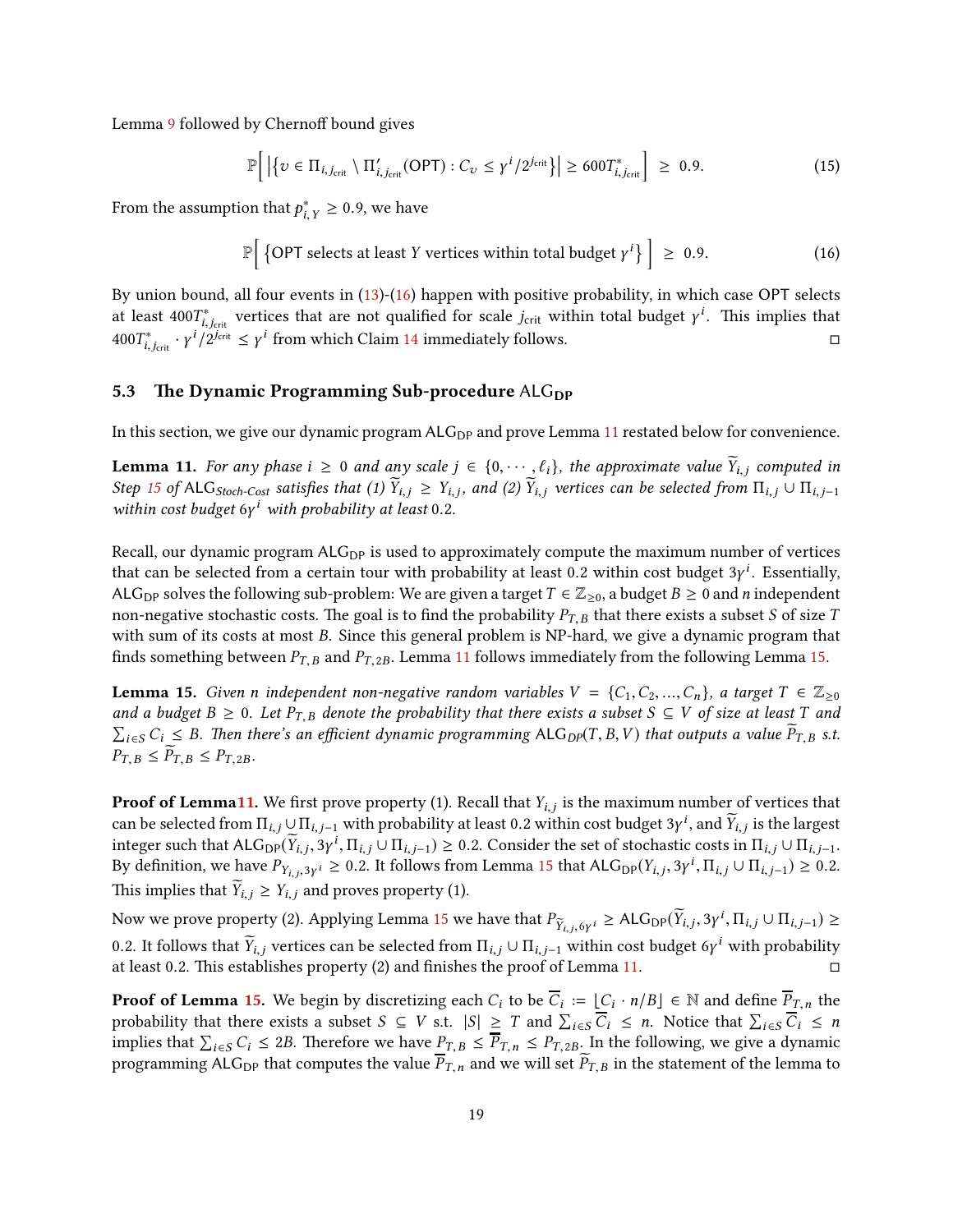Lemma 9 followed by Chernoff bound gives

$$\mathbb{P}\Big[\,\big|\big\{v \in \Pi_{i,j_{\mathrm{crit}}} \setminus \Pi'_{i,j_{\mathrm{crit}}}(\mathsf{OPT}) : C_v \le \gamma^i/2^{j_{\mathrm{crit}}}\big\}\big| \ge 600T^*_{i,j_{\mathrm{crit}}}\Big] \;\ge\; 0.9. \tag{15}$$

From the assumption that $p^*_{i,Y} \ge 0.9$, we have

$$\mathbb{P}\Big[\,\big\{\mathsf{OPT}\text{ selects at least } Y \text{ vertices within total budget } \gamma^i\big\}\,\Big] \;\ge\; 0.9. \tag{16}$$

By union bound, all four events in (13)-(16) happen with positive probability, in which case OPT selects at least $400T^*_{i,j_{\mathrm{crit}}}$ vertices that are not qualified for scale $j_{\mathrm{crit}}$ within total budget $\gamma^i$. This implies that $400T^*_{i,j_{\mathrm{crit}}} \cdot \gamma^i/2^{j_{\mathrm{crit}}} \le \gamma^i$ from which Claim 14 immediately follows. ◻

### 5.3 The Dynamic Programming Sub-procedure $\mathsf{ALG}_{\mathrm{DP}}$

In this section, we give our dynamic program $\mathsf{ALG}_{\mathrm{DP}}$ and prove Lemma 11 restated below for convenience.

**Lemma 11.** *For any phase $i \ge 0$ and any scale $j \in \{0, \cdots, \ell_i\}$, the approximate value $\widetilde{Y}_{i,j}$ computed in Step 15 of $\mathsf{ALG}_{\textit{Stoch-Cost}}$ satisfies that (1) $\widetilde{Y}_{i,j} \ge Y_{i,j}$, and (2) $\widetilde{Y}_{i,j}$ vertices can be selected from $\Pi_{i,j} \cup \Pi_{i,j-1}$ within cost budget $6\gamma^i$ with probability at least 0.2.*

Recall, our dynamic program $\mathsf{ALG}_{\mathrm{DP}}$ is used to approximately compute the maximum number of vertices that can be selected from a certain tour with probability at least 0.2 within cost budget $3\gamma^i$. Essentially, $\mathsf{ALG}_{\mathrm{DP}}$ solves the following sub-problem: We are given a target $T \in \mathbb{Z}_{\ge 0}$, a budget $B \ge 0$ and $n$ independent non-negative stochastic costs. The goal is to find the probability $P_{T,B}$ that there exists a subset $S$ of size $T$ with sum of its costs at most $B$. Since this general problem is NP-hard, we give a dynamic program that finds something between $P_{T,B}$ and $P_{T,2B}$. Lemma 11 follows immediately from the following Lemma 15.

**Lemma 15.** *Given $n$ independent non-negative random variables $V = \{C_1, C_2, \ldots, C_n\}$, a target $T \in \mathbb{Z}_{\ge 0}$ and a budget $B \ge 0$. Let $P_{T,B}$ denote the probability that there exists a subset $S \subseteq V$ of size at least $T$ and $\sum_{i\in S} C_i \le B$. Then there's an efficient dynamic programming $\mathsf{ALG}_{DP}(T, B, V)$ that outputs a value $\widetilde{P}_{T,B}$ s.t. $P_{T,B} \le \widetilde{P}_{T,B} \le P_{T,2B}$.*

**Proof of Lemma 11.** We first prove property (1). Recall that $Y_{i,j}$ is the maximum number of vertices that can be selected from $\Pi_{i,j} \cup \Pi_{i,j-1}$ with probability at least 0.2 within cost budget $3\gamma^i$, and $\widetilde{Y}_{i,j}$ is the largest integer such that $\mathsf{ALG}_{\mathrm{DP}}(\widetilde{Y}_{i,j}, 3\gamma^i, \Pi_{i,j} \cup \Pi_{i,j-1}) \ge 0.2$. Consider the set of stochastic costs in $\Pi_{i,j} \cup \Pi_{i,j-1}$. By definition, we have $P_{Y_{i,j},3\gamma^i} \ge 0.2$. It follows from Lemma 15 that $\mathsf{ALG}_{\mathrm{DP}}(Y_{i,j}, 3\gamma^i, \Pi_{i,j} \cup \Pi_{i,j-1}) \ge 0.2$. This implies that $\widetilde{Y}_{i,j} \ge Y_{i,j}$ and proves property (1).

Now we prove property (2). Applying Lemma 15 we have that $P_{\widetilde{Y}_{i,j},6\gamma^i} \ge \mathsf{ALG}_{\mathrm{DP}}(\widetilde{Y}_{i,j}, 3\gamma^i, \Pi_{i,j} \cup \Pi_{i,j-1}) \ge 0.2$. It follows that $\widetilde{Y}_{i,j}$ vertices can be selected from $\Pi_{i,j} \cup \Pi_{i,j-1}$ within cost budget $6\gamma^i$ with probability at least 0.2. This establishes property (2) and finishes the proof of Lemma 11. ◻

**Proof of Lemma 15.** We begin by discretizing each $C_i$ to be $\overline{C}_i := \lfloor C_i \cdot n/B \rfloor \in \mathbb{N}$ and define $\overline{P}_{T,n}$ the probability that there exists a subset $S \subseteq V$ s.t. $|S| \ge T$ and $\sum_{i\in S} \overline{C}_i \le n$. Notice that $\sum_{i\in S} \overline{C}_i \le n$ implies that $\sum_{i\in S} C_i \le 2B$. Therefore we have $P_{T,B} \le \overline{P}_{T,n} \le P_{T,2B}$. In the following, we give a dynamic programming $\mathsf{ALG}_{\mathrm{DP}}$ that computes the value $\overline{P}_{T,n}$ and we will set $\widetilde{P}_{T,B}$ in the statement of the lemma to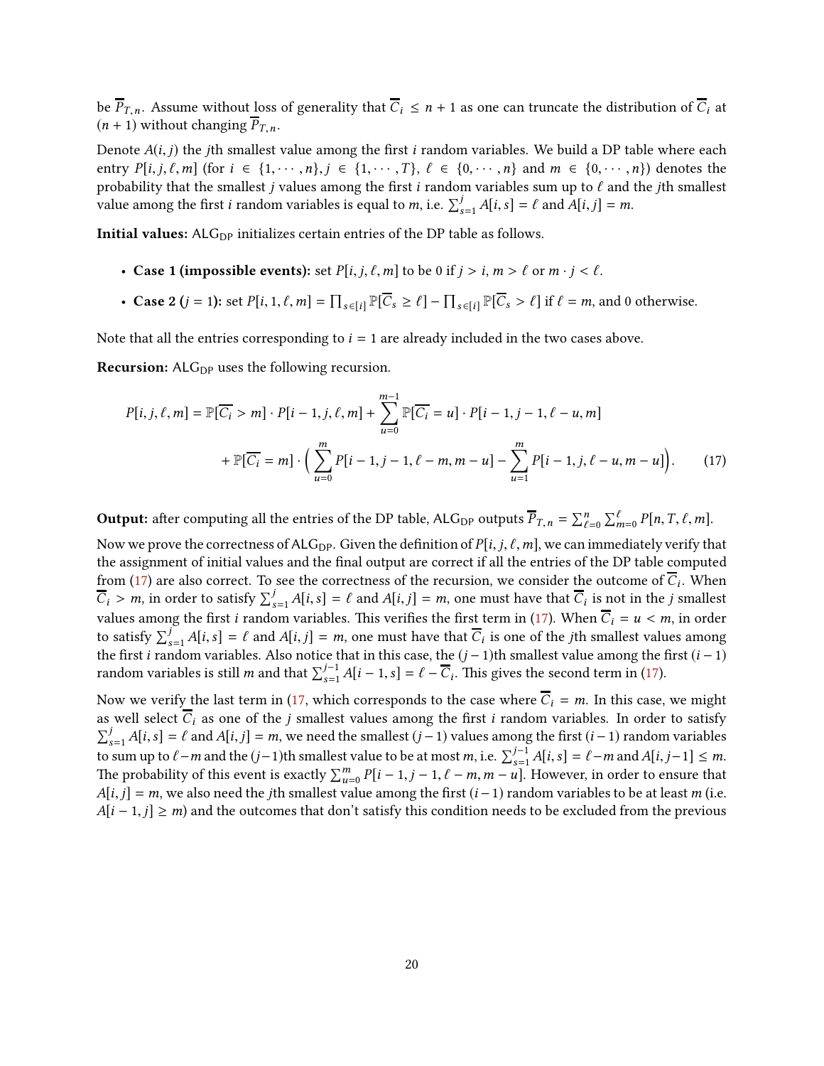be $\overline{P}_{T,n}$. Assume without loss of generality that $\overline{C}_i \leq n+1$ as one can truncate the distribution of $\overline{C}_i$ at $(n+1)$ without changing $\overline{P}_{T,n}$.

Denote $A(i,j)$ the $j$th smallest value among the first $i$ random variables. We build a DP table where each entry $P[i,j,\ell,m]$ (for $i \in \{1,\cdots,n\}, j \in \{1,\cdots,T\}$, $\ell \in \{0,\cdots,n\}$ and $m \in \{0,\cdots,n\}$) denotes the probability that the smallest $j$ values among the first $i$ random variables sum up to $\ell$ and the $j$th smallest value among the first $i$ random variables is equal to $m$, i.e. $\sum_{s=1}^{j} A[i,s] = \ell$ and $A[i,j] = m$.

**Initial values:** $\mathrm{ALG}_{\mathrm{DP}}$ initializes certain entries of the DP table as follows.

- **Case 1 (impossible events):** set $P[i,j,\ell,m]$ to be 0 if $j > i$, $m > \ell$ or $m \cdot j < \ell$.
- **Case 2 ($j = 1$):** set $P[i,1,\ell,m] = \prod_{s\in[i]} \mathbb{P}[\overline{C}_s \geq \ell] - \prod_{s\in[i]} \mathbb{P}[\overline{C}_s > \ell]$ if $\ell = m$, and 0 otherwise.

Note that all the entries corresponding to $i = 1$ are already included in the two cases above.

**Recursion:** $\mathrm{ALG}_{\mathrm{DP}}$ uses the following recursion.

$$
\begin{aligned}
P[i,j,\ell,m] = \mathbb{P}[\overline{C_i} > m] \cdot P[i-1,j,\ell,m] + \sum_{u=0}^{m-1} \mathbb{P}[\overline{C_i} = u] \cdot P[i-1,j-1,\ell-u,m] \\
+ \mathbb{P}[\overline{C_i} = m] \cdot \Big( \sum_{u=0}^{m} P[i-1,j-1,\ell-m,m-u] - \sum_{u=1}^{m} P[i-1,j,\ell-u,m-u] \Big). \qquad (17)
\end{aligned}
$$

**Output:** after computing all the entries of the DP table, $\mathrm{ALG}_{\mathrm{DP}}$ outputs $\overline{P}_{T,n} = \sum_{\ell=0}^{n} \sum_{m=0}^{\ell} P[n,T,\ell,m]$.

Now we prove the correctness of $\mathrm{ALG}_{\mathrm{DP}}$. Given the definition of $P[i,j,\ell,m]$, we can immediately verify that the assignment of initial values and the final output are correct if all the entries of the DP table computed from (17) are also correct. To see the correctness of the recursion, we consider the outcome of $\overline{C}_i$. When $\overline{C}_i > m$, in order to satisfy $\sum_{s=1}^{j} A[i,s] = \ell$ and $A[i,j] = m$, one must have that $\overline{C}_i$ is not in the $j$ smallest values among the first $i$ random variables. This verifies the first term in (17). When $\overline{C}_i = u < m$, in order to satisfy $\sum_{s=1}^{j} A[i,s] = \ell$ and $A[i,j] = m$, one must have that $\overline{C}_i$ is one of the $j$th smallest values among the first $i$ random variables. Also notice that in this case, the $(j-1)$th smallest value among the first $(i-1)$ random variables is still $m$ and that $\sum_{s=1}^{j-1} A[i-1,s] = \ell - \overline{C}_i$. This gives the second term in (17).

Now we verify the last term in (17, which corresponds to the case where $\overline{C}_i = m$. In this case, we might as well select $\overline{C}_i$ as one of the $j$ smallest values among the first $i$ random variables. In order to satisfy $\sum_{s=1}^{j} A[i,s] = \ell$ and $A[i,j] = m$, we need the smallest $(j-1)$ values among the first $(i-1)$ random variables to sum up to $\ell - m$ and the $(j-1)$th smallest value to be at most $m$, i.e. $\sum_{s=1}^{j-1} A[i,s] = \ell - m$ and $A[i,j-1] \leq m$. The probability of this event is exactly $\sum_{u=0}^{m} P[i-1,j-1,\ell-m,m-u]$. However, in order to ensure that $A[i,j] = m$, we also need the $j$th smallest value among the first $(i-1)$ random variables to be at least $m$ (i.e. $A[i-1,j] \geq m$) and the outcomes that don't satisfy this condition needs to be excluded from the previous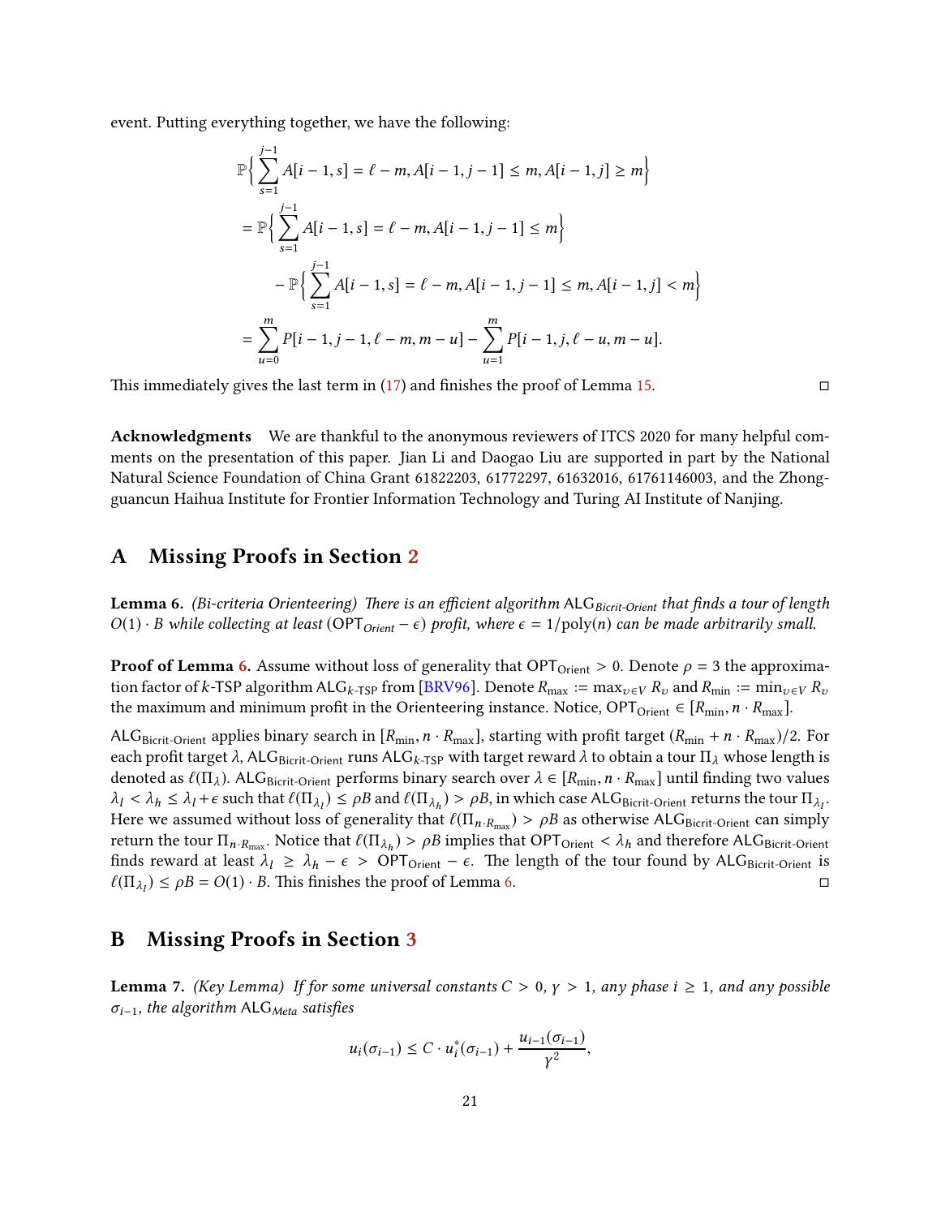event. Putting everything together, we have the following:

$$
\begin{aligned}
&\mathbb{P}\Big\{ \sum_{s=1}^{j-1} A[i-1,s] = \ell - m, A[i-1,j-1] \le m, A[i-1,j] \ge m \Big\} \\
&= \mathbb{P}\Big\{ \sum_{s=1}^{j-1} A[i-1,s] = \ell - m, A[i-1,j-1] \le m \Big\} \\
&\qquad - \mathbb{P}\Big\{ \sum_{s=1}^{j-1} A[i-1,s] = \ell - m, A[i-1,j-1] \le m, A[i-1,j] < m \Big\} \\
&= \sum_{u=0}^{m} P[i-1, j-1, \ell - m, m-u] - \sum_{u=1}^{m} P[i-1, j, \ell - u, m-u].
\end{aligned}
$$

This immediately gives the last term in (17) and finishes the proof of Lemma 15. ◻

**Acknowledgments** We are thankful to the anonymous reviewers of ITCS 2020 for many helpful comments on the presentation of this paper. Jian Li and Daogao Liu are supported in part by the National Natural Science Foundation of China Grant 61822203, 61772297, 61632016, 61761146003, and the Zhongguancun Haihua Institute for Frontier Information Technology and Turing AI Institute of Nanjing.

## A Missing Proofs in Section 2

**Lemma 6.** *(Bi-criteria Orienteering) There is an efficient algorithm* $\mathrm{ALG}_{Bicrit\text{-}Orient}$ *that finds a tour of length* $O(1)\cdot B$ *while collecting at least* $(\mathrm{OPT}_{Orient} - \epsilon)$ *profit, where* $\epsilon = 1/\mathrm{poly}(n)$ *can be made arbitrarily small.*

**Proof of Lemma 6.** Assume without loss of generality that $\mathrm{OPT}_{\mathrm{Orient}} > 0$. Denote $\rho = 3$ the approximation factor of $k$-TSP algorithm $\mathrm{ALG}_{k\text{-TSP}}$ from [BRV96]. Denote $R_{\max} := \max_{v\in V} R_v$ and $R_{\min} := \min_{v\in V} R_v$ the maximum and minimum profit in the Orienteering instance. Notice, $\mathrm{OPT}_{\mathrm{Orient}} \in [R_{\min}, n\cdot R_{\max}]$.

$\mathrm{ALG}_{\mathrm{Bicrit\text{-}Orient}}$ applies binary search in $[R_{\min}, n\cdot R_{\max}]$, starting with profit target $(R_{\min} + n\cdot R_{\max})/2$. For each profit target $\lambda$, $\mathrm{ALG}_{\mathrm{Bicrit\text{-}Orient}}$ runs $\mathrm{ALG}_{k\text{-TSP}}$ with target reward $\lambda$ to obtain a tour $\Pi_\lambda$ whose length is denoted as $\ell(\Pi_\lambda)$. $\mathrm{ALG}_{\mathrm{Bicrit\text{-}Orient}}$ performs binary search over $\lambda \in [R_{\min}, n\cdot R_{\max}]$ until finding two values $\lambda_l < \lambda_h \le \lambda_l + \epsilon$ such that $\ell(\Pi_{\lambda_l}) \le \rho B$ and $\ell(\Pi_{\lambda_h}) > \rho B$, in which case $\mathrm{ALG}_{\mathrm{Bicrit\text{-}Orient}}$ returns the tour $\Pi_{\lambda_l}$. Here we assumed without loss of generality that $\ell(\Pi_{n\cdot R_{\max}}) > \rho B$ as otherwise $\mathrm{ALG}_{\mathrm{Bicrit\text{-}Orient}}$ can simply return the tour $\Pi_{n\cdot R_{\max}}$. Notice that $\ell(\Pi_{\lambda_h}) > \rho B$ implies that $\mathrm{OPT}_{\mathrm{Orient}} < \lambda_h$ and therefore $\mathrm{ALG}_{\mathrm{Bicrit\text{-}Orient}}$ finds reward at least $\lambda_l \ge \lambda_h - \epsilon > \mathrm{OPT}_{\mathrm{Orient}} - \epsilon$. The length of the tour found by $\mathrm{ALG}_{\mathrm{Bicrit\text{-}Orient}}$ is $\ell(\Pi_{\lambda_l}) \le \rho B = O(1)\cdot B$. This finishes the proof of Lemma 6. ◻

## B Missing Proofs in Section 3

**Lemma 7.** *(Key Lemma) If for some universal constants* $C > 0$, $\gamma > 1$, *any phase* $i \ge 1$, *and any possible* $\sigma_{i-1}$, *the algorithm* $\mathrm{ALG}_{Meta}$ *satisfies*

$$u_i(\sigma_{i-1}) \le C \cdot u_i^*(\sigma_{i-1}) + \frac{u_{i-1}(\sigma_{i-1})}{\gamma^2},$$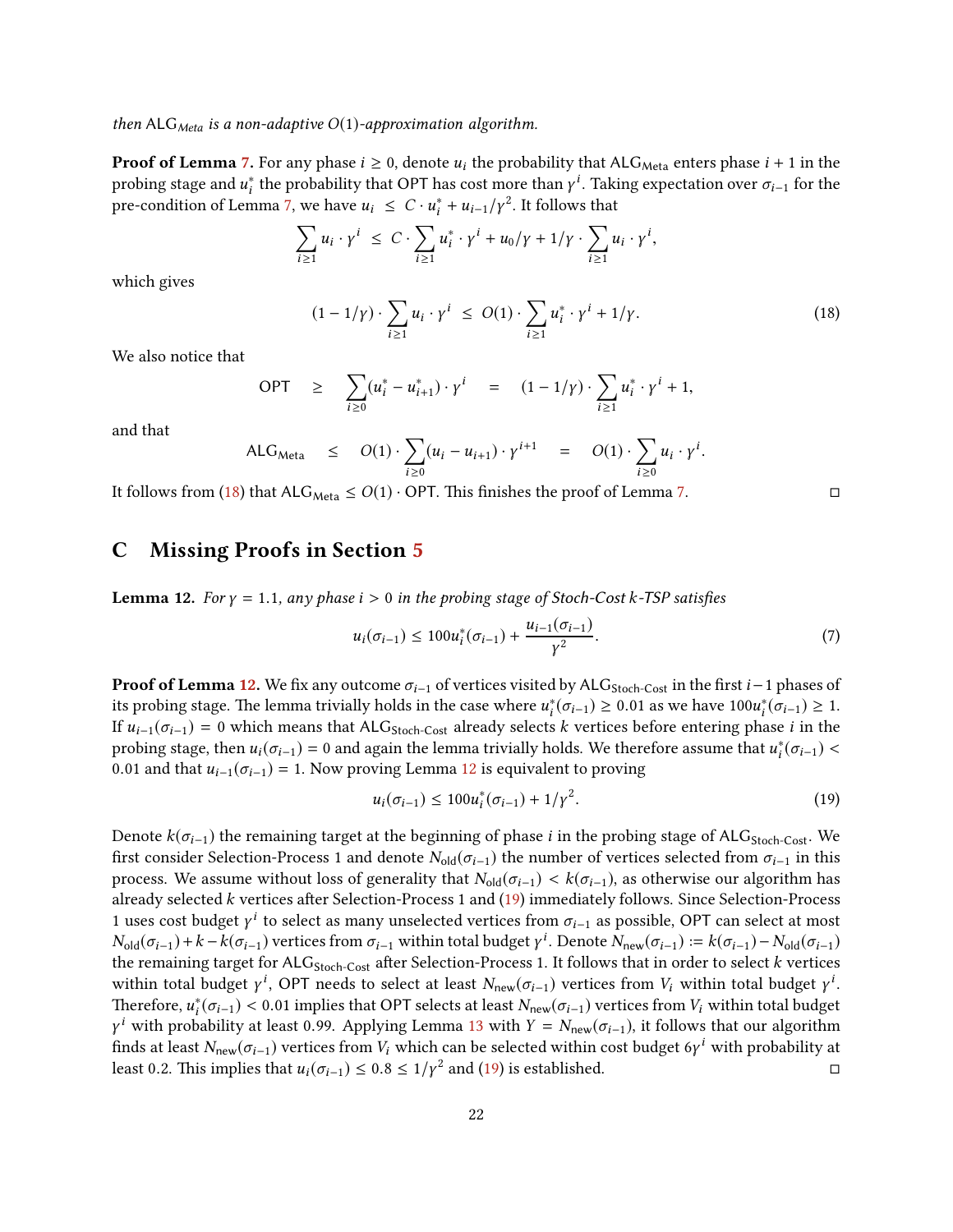*then* $\mathsf{ALG}_{Meta}$ *is a non-adaptive* $O(1)$*-approximation algorithm.*

**Proof of Lemma 7.** For any phase $i \geq 0$, denote $u_i$ the probability that $\mathsf{ALG}_{\mathsf{Meta}}$ enters phase $i+1$ in the probing stage and $u_i^*$ the probability that OPT has cost more than $\gamma^i$. Taking expectation over $\sigma_{i-1}$ for the pre-condition of Lemma 7, we have $u_i \leq C \cdot u_i^* + u_{i-1}/\gamma^2$. It follows that

$$\sum_{i \geq 1} u_i \cdot \gamma^i \;\leq\; C \cdot \sum_{i \geq 1} u_i^* \cdot \gamma^i + u_0/\gamma + 1/\gamma \cdot \sum_{i \geq 1} u_i \cdot \gamma^i,$$

which gives

$$(1 - 1/\gamma) \cdot \sum_{i \geq 1} u_i \cdot \gamma^i \;\leq\; O(1) \cdot \sum_{i \geq 1} u_i^* \cdot \gamma^i + 1/\gamma. \tag{18}$$

We also notice that

$$\mathsf{OPT} \quad \geq \quad \sum_{i \geq 0} (u_i^* - u_{i+1}^*) \cdot \gamma^i \quad = \quad (1 - 1/\gamma) \cdot \sum_{i \geq 1} u_i^* \cdot \gamma^i + 1,$$

and that

$$\mathsf{ALG}_{\mathsf{Meta}} \quad \leq \quad O(1) \cdot \sum_{i \geq 0} (u_i - u_{i+1}) \cdot \gamma^{i+1} \quad = \quad O(1) \cdot \sum_{i \geq 0} u_i \cdot \gamma^i.$$

It follows from (18) that $\mathsf{ALG}_{\mathsf{Meta}} \leq O(1) \cdot \mathsf{OPT}$. This finishes the proof of Lemma 7. ◻

## C Missing Proofs in Section 5

**Lemma 12.** *For* $\gamma = 1.1$*, any phase* $i > 0$ *in the probing stage of Stoch-Cost* $k$*-TSP satisfies*

$$u_i(\sigma_{i-1}) \leq 100 u_i^*(\sigma_{i-1}) + \frac{u_{i-1}(\sigma_{i-1})}{\gamma^2}. \tag{7}$$

**Proof of Lemma 12.** We fix any outcome $\sigma_{i-1}$ of vertices visited by $\mathsf{ALG}_{\mathsf{Stoch\text{-}Cost}}$ in the first $i-1$ phases of its probing stage. The lemma trivially holds in the case where $u_i^*(\sigma_{i-1}) \geq 0.01$ as we have $100 u_i^*(\sigma_{i-1}) \geq 1$. If $u_{i-1}(\sigma_{i-1}) = 0$ which means that $\mathsf{ALG}_{\mathsf{Stoch\text{-}Cost}}$ already selects $k$ vertices before entering phase $i$ in the probing stage, then $u_i(\sigma_{i-1}) = 0$ and again the lemma trivially holds. We therefore assume that $u_i^*(\sigma_{i-1}) < 0.01$ and that $u_{i-1}(\sigma_{i-1}) = 1$. Now proving Lemma 12 is equivalent to proving

$$u_i(\sigma_{i-1}) \leq 100 u_i^*(\sigma_{i-1}) + 1/\gamma^2. \tag{19}$$

Denote $k(\sigma_{i-1})$ the remaining target at the beginning of phase $i$ in the probing stage of $\mathsf{ALG}_{\mathsf{Stoch\text{-}Cost}}$. We first consider Selection-Process 1 and denote $N_{\mathsf{old}}(\sigma_{i-1})$ the number of vertices selected from $\sigma_{i-1}$ in this process. We assume without loss of generality that $N_{\mathsf{old}}(\sigma_{i-1}) < k(\sigma_{i-1})$, as otherwise our algorithm has already selected $k$ vertices after Selection-Process 1 and (19) immediately follows. Since Selection-Process 1 uses cost budget $\gamma^i$ to select as many unselected vertices from $\sigma_{i-1}$ as possible, OPT can select at most $N_{\mathsf{old}}(\sigma_{i-1}) + k - k(\sigma_{i-1})$ vertices from $\sigma_{i-1}$ within total budget $\gamma^i$. Denote $N_{\mathsf{new}}(\sigma_{i-1}) := k(\sigma_{i-1}) - N_{\mathsf{old}}(\sigma_{i-1})$ the remaining target for $\mathsf{ALG}_{\mathsf{Stoch\text{-}Cost}}$ after Selection-Process 1. It follows that in order to select $k$ vertices within total budget $\gamma^i$, OPT needs to select at least $N_{\mathsf{new}}(\sigma_{i-1})$ vertices from $V_i$ within total budget $\gamma^i$. Therefore, $u_i^*(\sigma_{i-1}) < 0.01$ implies that OPT selects at least $N_{\mathsf{new}}(\sigma_{i-1})$ vertices from $V_i$ within total budget $\gamma^i$ with probability at least 0.99. Applying Lemma 13 with $Y = N_{\mathsf{new}}(\sigma_{i-1})$, it follows that our algorithm finds at least $N_{\mathsf{new}}(\sigma_{i-1})$ vertices from $V_i$ which can be selected within cost budget $6\gamma^i$ with probability at least 0.2. This implies that $u_i(\sigma_{i-1}) \leq 0.8 \leq 1/\gamma^2$ and (19) is established. ◻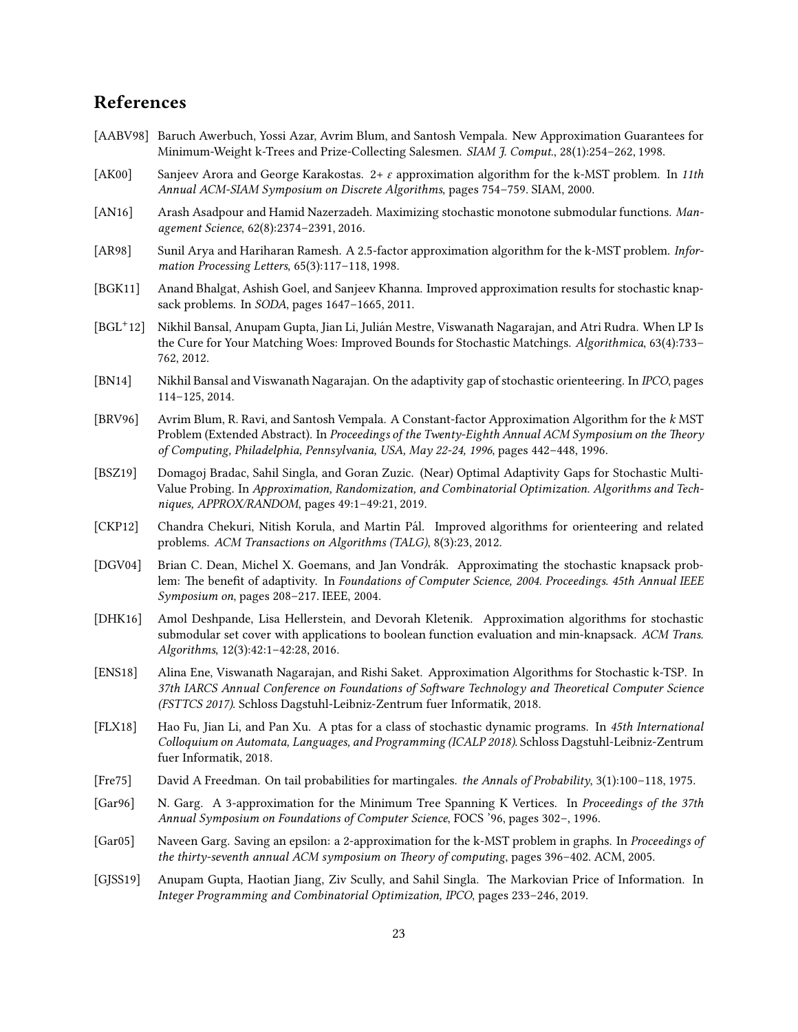## References

[AABV98] Baruch Awerbuch, Yossi Azar, Avrim Blum, and Santosh Vempala. New Approximation Guarantees for Minimum-Weight k-Trees and Prize-Collecting Salesmen. *SIAM J. Comput.*, 28(1):254–262, 1998.

[AK00] Sanjeev Arora and George Karakostas. 2+ $\varepsilon$ approximation algorithm for the k-MST problem. In *11th Annual ACM-SIAM Symposium on Discrete Algorithms*, pages 754–759. SIAM, 2000.

[AN16] Arash Asadpour and Hamid Nazerzadeh. Maximizing stochastic monotone submodular functions. *Management Science*, 62(8):2374–2391, 2016.

[AR98] Sunil Arya and Hariharan Ramesh. A 2.5-factor approximation algorithm for the k-MST problem. *Information Processing Letters*, 65(3):117–118, 1998.

[BGK11] Anand Bhalgat, Ashish Goel, and Sanjeev Khanna. Improved approximation results for stochastic knapsack problems. In *SODA*, pages 1647–1665, 2011.

[BGL+12] Nikhil Bansal, Anupam Gupta, Jian Li, Julián Mestre, Viswanath Nagarajan, and Atri Rudra. When LP Is the Cure for Your Matching Woes: Improved Bounds for Stochastic Matchings. *Algorithmica*, 63(4):733–762, 2012.

[BN14] Nikhil Bansal and Viswanath Nagarajan. On the adaptivity gap of stochastic orienteering. In *IPCO*, pages 114–125, 2014.

[BRV96] Avrim Blum, R. Ravi, and Santosh Vempala. A Constant-factor Approximation Algorithm for the *k* MST Problem (Extended Abstract). In *Proceedings of the Twenty-Eighth Annual ACM Symposium on the Theory of Computing, Philadelphia, Pennsylvania, USA, May 22-24, 1996*, pages 442–448, 1996.

[BSZ19] Domagoj Bradac, Sahil Singla, and Goran Zuzic. (Near) Optimal Adaptivity Gaps for Stochastic Multi-Value Probing. In *Approximation, Randomization, and Combinatorial Optimization. Algorithms and Techniques, APPROX/RANDOM*, pages 49:1–49:21, 2019.

[CKP12] Chandra Chekuri, Nitish Korula, and Martin Pál. Improved algorithms for orienteering and related problems. *ACM Transactions on Algorithms (TALG)*, 8(3):23, 2012.

[DGV04] Brian C. Dean, Michel X. Goemans, and Jan Vondrák. Approximating the stochastic knapsack problem: The benefit of adaptivity. In *Foundations of Computer Science, 2004. Proceedings. 45th Annual IEEE Symposium on*, pages 208–217. IEEE, 2004.

[DHK16] Amol Deshpande, Lisa Hellerstein, and Devorah Kletenik. Approximation algorithms for stochastic submodular set cover with applications to boolean function evaluation and min-knapsack. *ACM Trans. Algorithms*, 12(3):42:1–42:28, 2016.

[ENS18] Alina Ene, Viswanath Nagarajan, and Rishi Saket. Approximation Algorithms for Stochastic k-TSP. In *37th IARCS Annual Conference on Foundations of Software Technology and Theoretical Computer Science (FSTTCS 2017)*. Schloss Dagstuhl-Leibniz-Zentrum fuer Informatik, 2018.

[FLX18] Hao Fu, Jian Li, and Pan Xu. A ptas for a class of stochastic dynamic programs. In *45th International Colloquium on Automata, Languages, and Programming (ICALP 2018)*. Schloss Dagstuhl-Leibniz-Zentrum fuer Informatik, 2018.

[Fre75] David A Freedman. On tail probabilities for martingales. *the Annals of Probability*, 3(1):100–118, 1975.

[Gar96] N. Garg. A 3-approximation for the Minimum Tree Spanning K Vertices. In *Proceedings of the 37th Annual Symposium on Foundations of Computer Science*, FOCS '96, pages 302–, 1996.

[Gar05] Naveen Garg. Saving an epsilon: a 2-approximation for the k-MST problem in graphs. In *Proceedings of the thirty-seventh annual ACM symposium on Theory of computing*, pages 396–402. ACM, 2005.

[GJSS19] Anupam Gupta, Haotian Jiang, Ziv Scully, and Sahil Singla. The Markovian Price of Information. In *Integer Programming and Combinatorial Optimization, IPCO*, pages 233–246, 2019.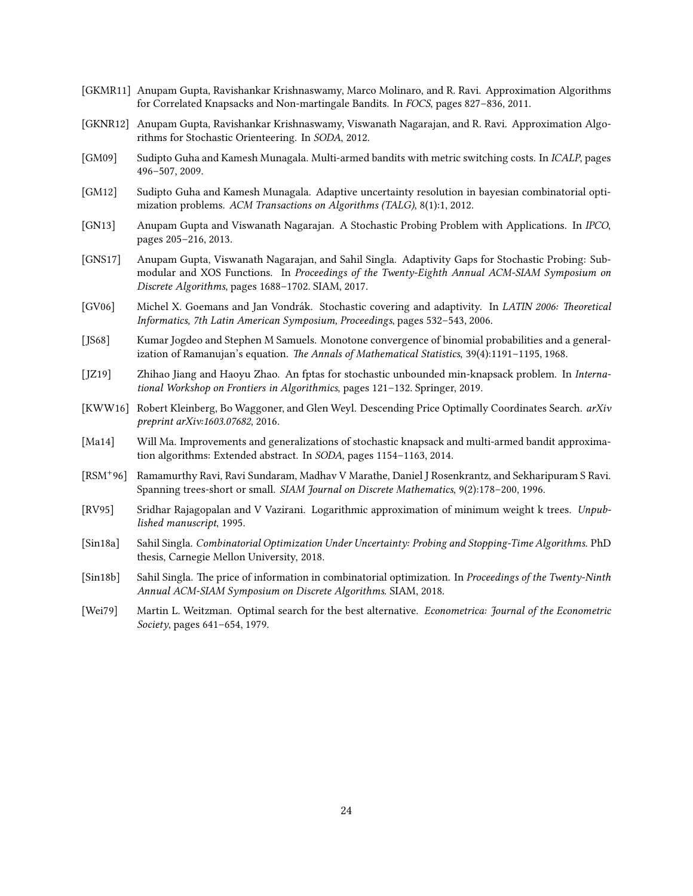[GKMR11] Anupam Gupta, Ravishankar Krishnaswamy, Marco Molinaro, and R. Ravi. Approximation Algorithms for Correlated Knapsacks and Non-martingale Bandits. In *FOCS*, pages 827–836, 2011.

[GKNR12] Anupam Gupta, Ravishankar Krishnaswamy, Viswanath Nagarajan, and R. Ravi. Approximation Algorithms for Stochastic Orienteering. In *SODA*, 2012.

[GM09] Sudipto Guha and Kamesh Munagala. Multi-armed bandits with metric switching costs. In *ICALP*, pages 496–507, 2009.

[GM12] Sudipto Guha and Kamesh Munagala. Adaptive uncertainty resolution in bayesian combinatorial optimization problems. *ACM Transactions on Algorithms (TALG)*, 8(1):1, 2012.

[GN13] Anupam Gupta and Viswanath Nagarajan. A Stochastic Probing Problem with Applications. In *IPCO*, pages 205–216, 2013.

[GNS17] Anupam Gupta, Viswanath Nagarajan, and Sahil Singla. Adaptivity Gaps for Stochastic Probing: Submodular and XOS Functions. In *Proceedings of the Twenty-Eighth Annual ACM-SIAM Symposium on Discrete Algorithms*, pages 1688–1702. SIAM, 2017.

[GV06] Michel X. Goemans and Jan Vondrák. Stochastic covering and adaptivity. In *LATIN 2006: Theoretical Informatics, 7th Latin American Symposium, Proceedings*, pages 532–543, 2006.

[JS68] Kumar Jogdeo and Stephen M Samuels. Monotone convergence of binomial probabilities and a generalization of Ramanujan's equation. *The Annals of Mathematical Statistics*, 39(4):1191–1195, 1968.

[JZ19] Zhihao Jiang and Haoyu Zhao. An fptas for stochastic unbounded min-knapsack problem. In *International Workshop on Frontiers in Algorithmics*, pages 121–132. Springer, 2019.

[KWW16] Robert Kleinberg, Bo Waggoner, and Glen Weyl. Descending Price Optimally Coordinates Search. *arXiv preprint arXiv:1603.07682*, 2016.

[Ma14] Will Ma. Improvements and generalizations of stochastic knapsack and multi-armed bandit approximation algorithms: Extended abstract. In *SODA*, pages 1154–1163, 2014.

[RSM+96] Ramamurthy Ravi, Ravi Sundaram, Madhav V Marathe, Daniel J Rosenkrantz, and Sekharipuram S Ravi. Spanning trees-short or small. *SIAM Journal on Discrete Mathematics*, 9(2):178–200, 1996.

[RV95] Sridhar Rajagopalan and V Vazirani. Logarithmic approximation of minimum weight k trees. *Unpublished manuscript*, 1995.

[Sin18a] Sahil Singla. *Combinatorial Optimization Under Uncertainty: Probing and Stopping-Time Algorithms.* PhD thesis, Carnegie Mellon University, 2018.

[Sin18b] Sahil Singla. The price of information in combinatorial optimization. In *Proceedings of the Twenty-Ninth Annual ACM-SIAM Symposium on Discrete Algorithms.* SIAM, 2018.

[Wei79] Martin L. Weitzman. Optimal search for the best alternative. *Econometrica: Journal of the Econometric Society*, pages 641–654, 1979.